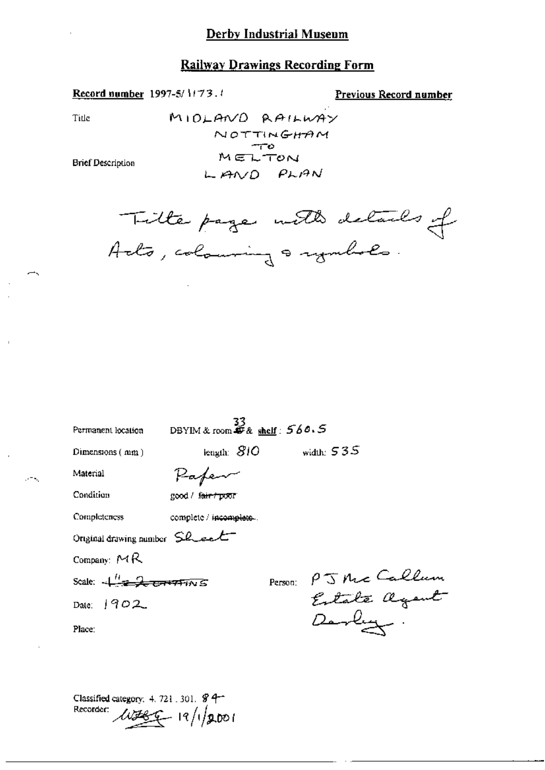# Derby Industrial Museum

## Railway Drawings Recording Form

**Record number** 1997-5/1173.1

**Previous Record number**

Title: MIDLAND RAILWAY

Brief Description: NOTTINGHAM TO MELTON LAND PLAN

Title page with details of Acts, colouring & symbols.

Permanent location: DBYIM & room 33 & shelf: 560.5

Dimensions (mm): length: 810 width: 535

Material: Paper

Condition: good / ~~fair / poor~~

Completeness: complete / ~~incomplete~~

Original drawing number: Sheet

Company: MR

Scale: ~~1" = 2 CHAINS~~

Person: P J Mc Callum Estate Agent Derby.

Date: 1902

Place:

Classified category: 4. 721. 301. 84

Recorder: [signature] 19/1/2001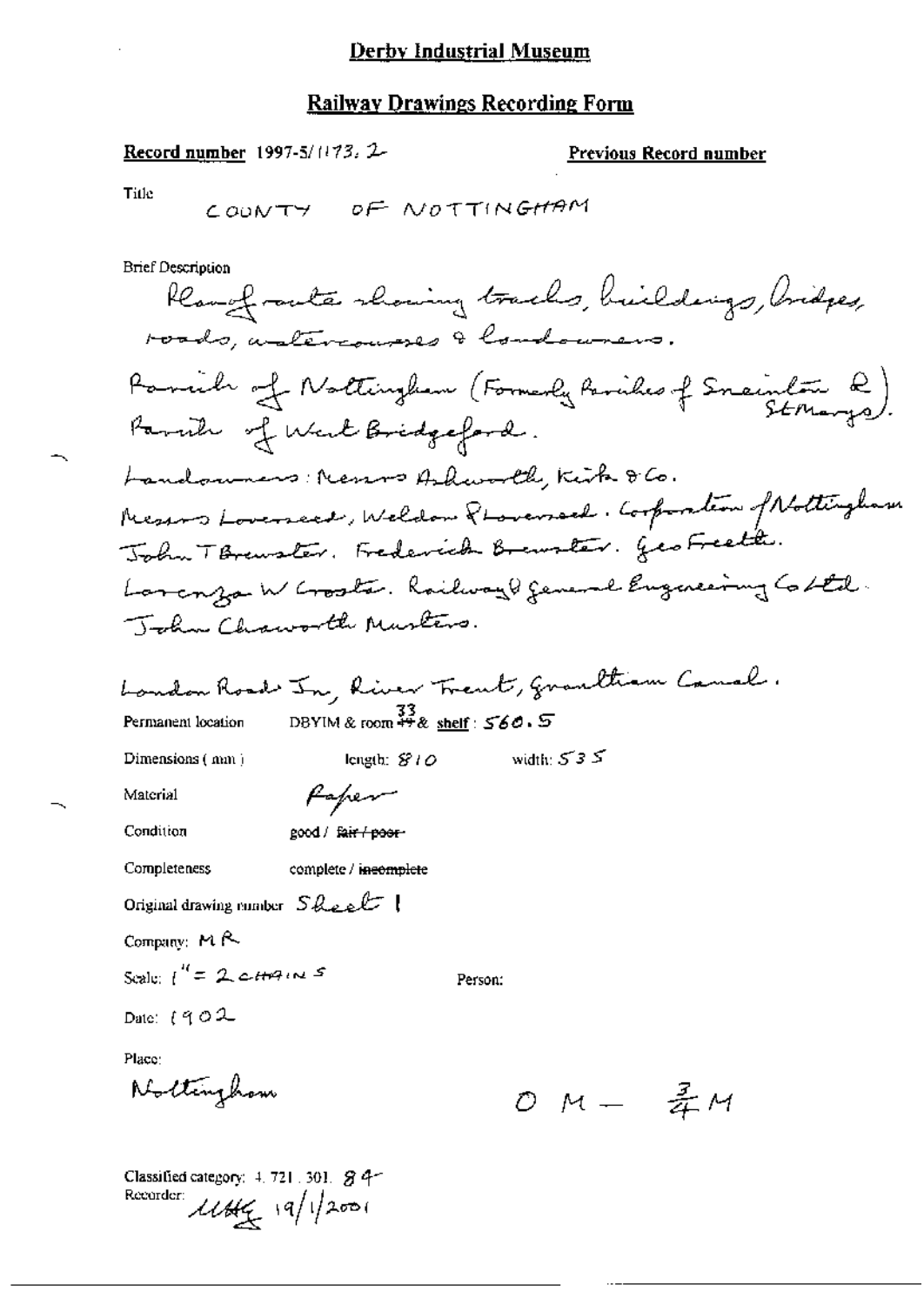# Derby Industrial Museum

## Railway Drawings Recording Form

**Record number** 1997-5/1173. 2

**Previous Record number**

Title
COUNTY OF NOTTINGHAM

Brief Description

Plan of route showing tracks, buildings, bridges, roads, watercourses & landowners.

Parish of Nottingham (Formerly Parishes of Sneinton & St Marys).
Parish of West Bridgeford.

Landowners: Messrs Ashworth, Kirk & Co.
Messrs Lovesseed, Weldon & Lovesseed. Corporation of Nottingham
John T Brewster. Frederick Brewster. Geo Freeth.
Lorenzo W Crosta. Railway & General Engineering Co Ltd.
John Chaworth Musters.

London Road Jn, River Trent, Grantham Canal.

Permanent location DBYIM & room 33 & shelf: 560.5

Dimensions (mm) length: 810 width: 535

Material Paper

Condition good / ~~fair / poor~~

Completeness complete / ~~incomplete~~

Original drawing number Sheet 1

Company: MR

Scale: 1" = 2 CHAINS

Person:

Date: 1902

Place:
Nottingham

0 M – ¾ M

Classified category: 4. 721. 301. 84
Recorder: [illegible] 19/1/2001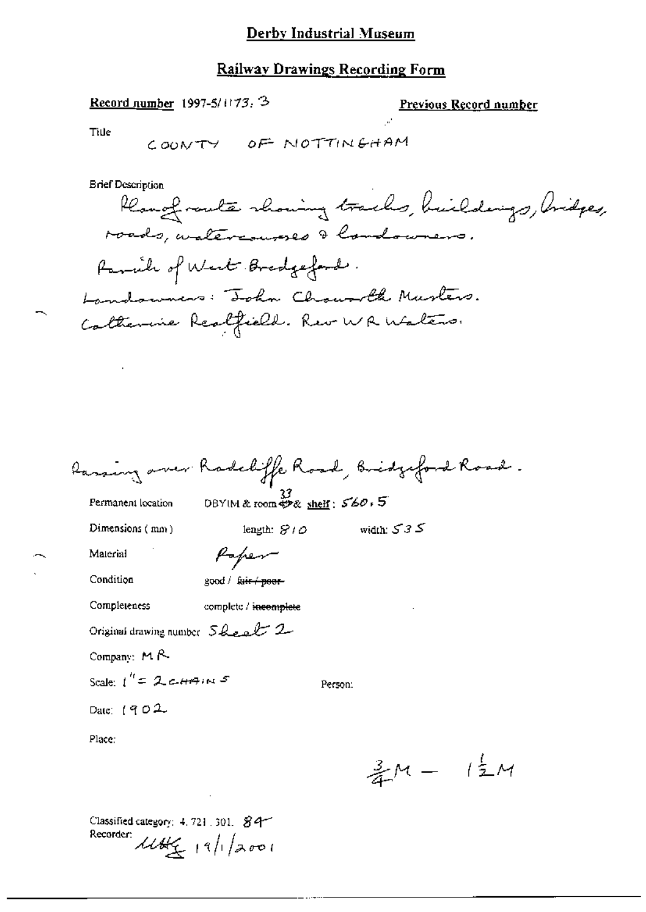# Derby Industrial Museum

## Railway Drawings Recording Form

**Record number** 1997-5/1173. 3

**Previous Record number**

Title

COUNTY OF NOTTINGHAM

Brief Description

Plan of route showing tracks, buildings, bridges, roads, watercourses & landowners.

Parish of West Bridgeford.

Landowners: John Chaworth Musters.

Catherine Reatfield. Rev W R Waters.

Passing over Radcliffe Road, Bridgeford Road.

Permanent location: DBYIM & room 33 & shelf: 560.5

Dimensions (mm): length: 810 width: 535

Material: Paper

Condition: good / ~~fair / poor~~

Completeness: complete / ~~incomplete~~

Original drawing number: Sheet 2

Company: MR

Scale: 1" = 2 CHAINS

Person:

Date: 1902

Place:

$\frac{3}{4}$M – $1\frac{1}{2}$M

Classified category: 4.721.301. 84

Recorder: UHG 19/1/2001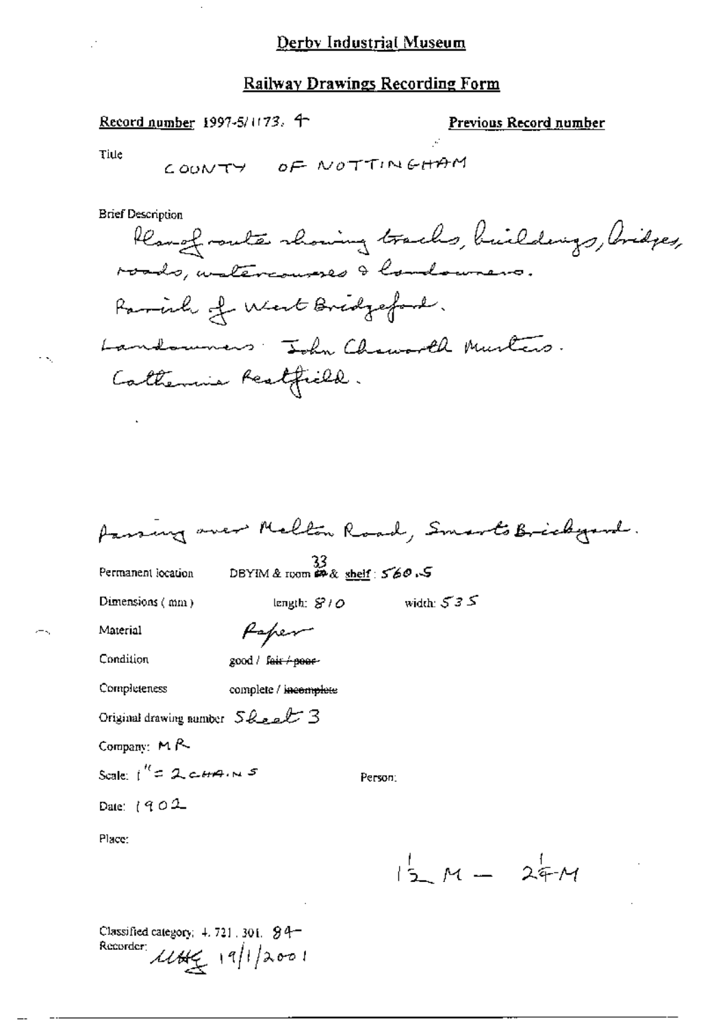# Derby Industrial Museum

## Railway Drawings Recording Form

**Record number** 1997-5/1173. 4

**Previous Record number**

Title COUNTY OF NOTTINGHAM

Brief Description

Plan of route showing tracks, buildings, bridges, roads, watercourses & landowners.

Parish of West Bridgeford.

Landowners: John Chaworth Musters.

Catherine Peatfield.

Passing over Melton Road, Smarts Brickyard.

Permanent location DBYIM & room 33 & shelf: 560.5

Dimensions (mm) length: 810 width: 535

Material Paper

Condition good / ~~fair / poor~~

Completeness complete / ~~incomplete~~

Original drawing number Sheet 3

Company: MR

Scale: 1" = 2 CHAINS

Person:

Date: 1902

Place:

$1\frac{1}{2}$ M — $2\frac{1}{4}$ M

Classified category: 4.721.301. 84

Recorder: [initials] 19/1/2001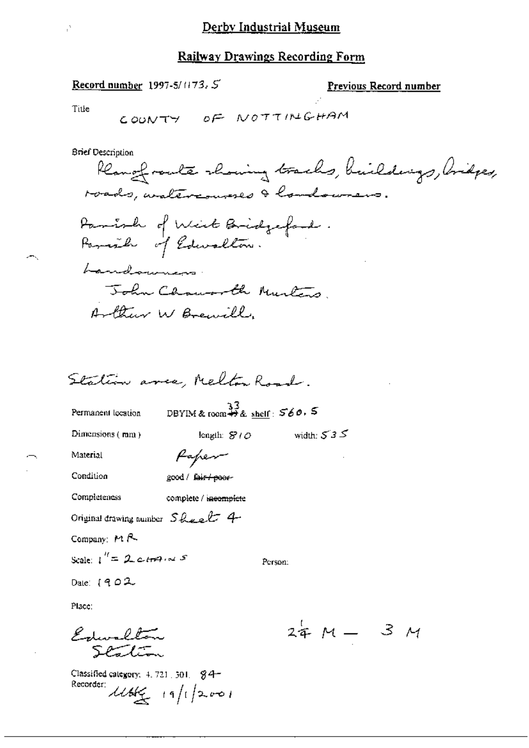# Derby Industrial Museum

## Railway Drawings Recording Form

**Record number** 1997-5/1173.5

**Previous Record number**

Title

COUNTY OF NOTTINGHAM

Brief Description

Plan of route showing tracks, buildings, bridges, roads, watercourses & landowners.

Parish of West Bridgford.
Parish of Edwalton.

Landowners.

John Chaworth Musters.
Arthur W Brewill.

Station area, Melton Road.

Permanent location DBYIM & room 33 & shelf: 560.5

Dimensions (mm) length: 810 width: 535

Material Paper

Condition good / ~~fair / poor~~

Completeness complete / ~~incomplete~~

Original drawing number Sheet 4

Company: MR

Scale: 1" = 2 chains

Person:

Date: 1902

Place:

Edwalton Station

2¼ M — 3 M

Classified category: 4.721.301. 84

Recorder: UHG 19/1/2001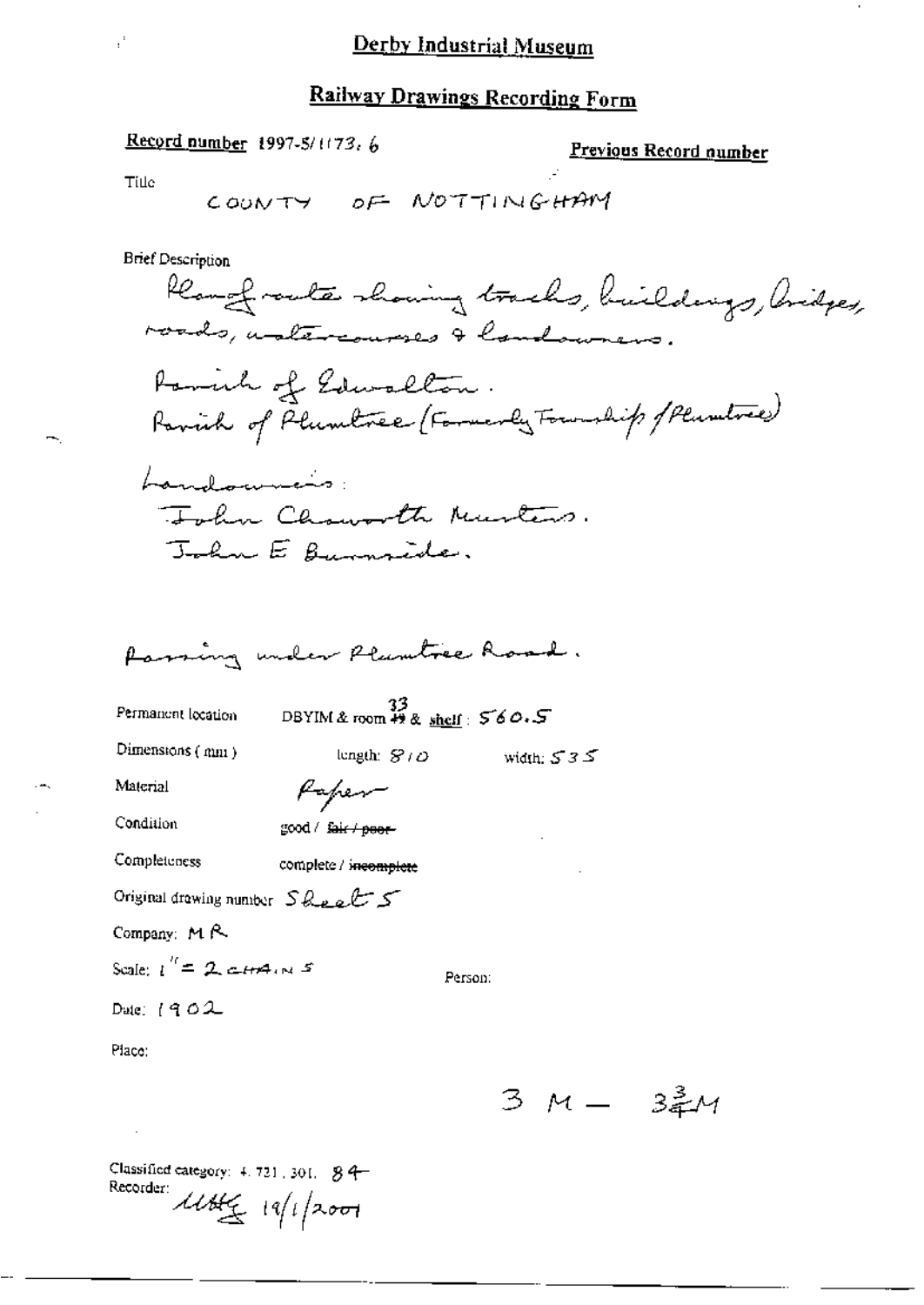# Derby Industrial Museum

## Railway Drawings Recording Form

Record number 1997-5/1173. 6

Previous Record number

Title

COUNTY OF NOTTINGHAM

Brief Description

Plan of route showing tracks, buildings, bridges, roads, watercourses & landowners.

Parish of Edwalton.
Parish of Plumtree (Formerly Township of Plumtree)

Landowners:
John Chaworth Musters.
John E Burnside.

Passing under Plumtree Road.

Permanent location DBYIM & room ~~49~~ 33 & shelf: 560.5

Dimensions (mm) length: 810 width: 535

Material Paper

Condition good / ~~fair / poor~~

Completeness complete / ~~incomplete~~

Original drawing number Sheet 5

Company: MR

Scale: 1" = 2 CHAINS

Person:

Date: 1902

Place:

3 M — 3¾M

Classified category: 4.721.301. 84

Recorder: MHG 19/1/2001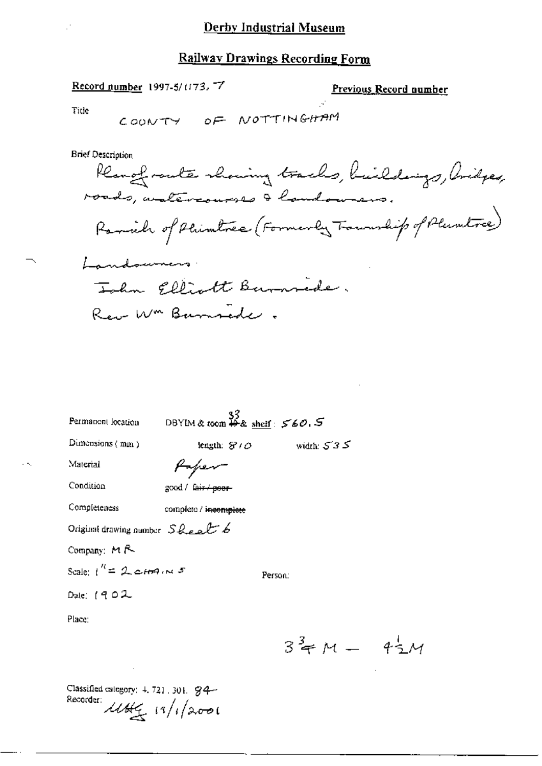# Derby Industrial Museum

## Railway Drawings Recording Form

**Record number** 1997-5/1173. 7

**Previous Record number**

Title

COUNTY OF NOTTINGHAM

Brief Description

Plan of route showing tracks, buildings, bridges, roads, watercourses & landowners.

Parish of Plumtree (Formerly Township of Plumtree)

Landowners:

John Elliott Burnside.

Rev Wm Burnside.

Permanent location DBYIM & room 33 & shelf: 560.5

Dimensions (mm) length: 810 width: 535

Material Paper

Condition good / ~~fair / poor~~

Completeness complete / ~~incomplete~~

Original drawing number Sheet 6

Company: MR

Scale: 1" = 2 chains

Person:

Date: 1902

Place:

$3\frac{3}{4}$ M — $4\frac{1}{2}$ M

Classified category: 4.721.301.94

Recorder: UHG 19/1/2001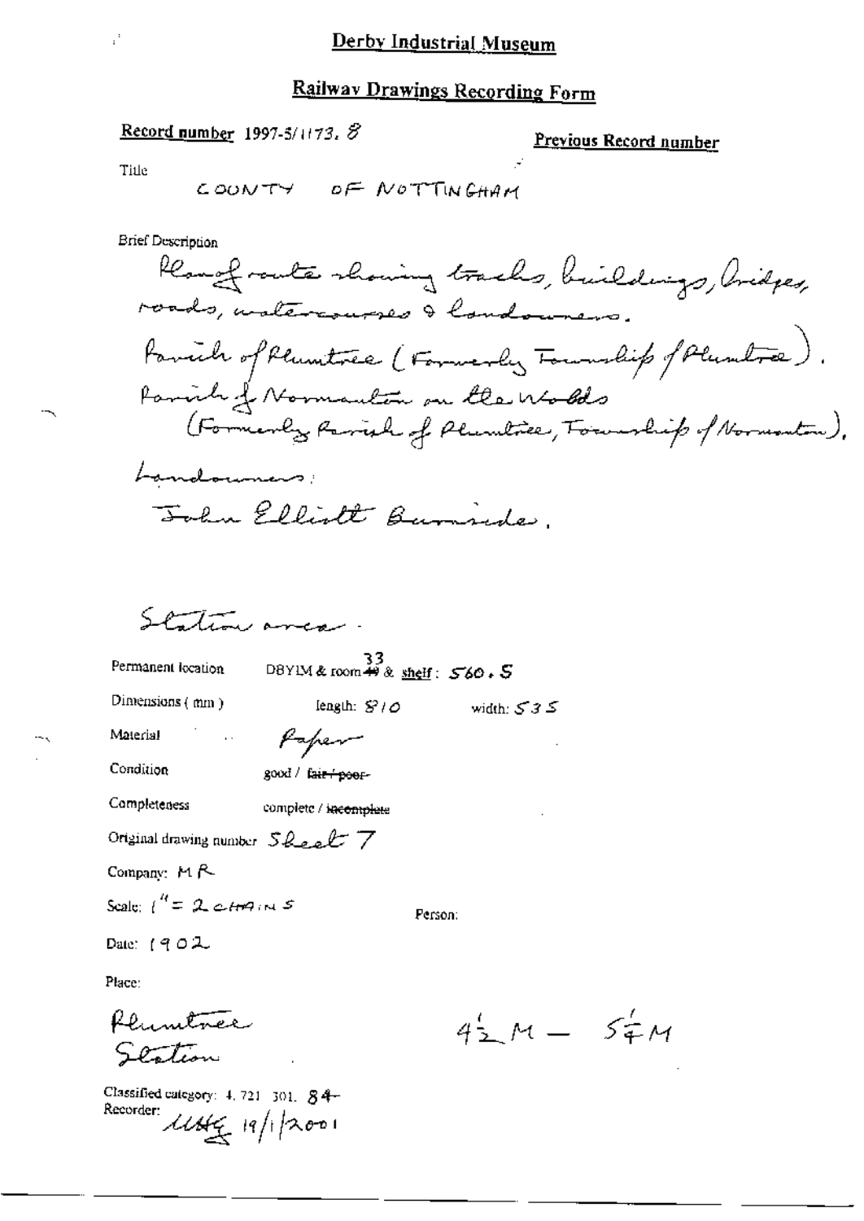# Derby Industrial Museum

## Railway Drawings Recording Form

**Record number** 1997-5/1173. 8

**Previous Record number**

Title

COUNTY OF NOTTINGHAM

Brief Description

Plan of route showing tracks, buildings, bridges, roads, watercourses & landowners.

Parish of Plumtree (Formerly Township of Plumtree).

Parish of Normanton on the Wolds (Formerly Parish of Plumtree, Township of Normanton).

Landowners:

John Elliott Burnside.

Station area.

Permanent location: DBYIM & room ~~49~~ 33 & shelf: 560. S

Dimensions (mm): length: 810 width: 535

Material: Paper

Condition: good / ~~fair / poor~~

Completeness: complete / ~~incomplete~~

Original drawing number: Sheet 7

Company: MR

Scale: 1" = 2 CHAINS

Person:

Date: 1902

Place:

Plumtree Station

4½ M – 5¼ M

Classified category: 4. 721. 301. 84

Recorder: MHG 19/1/2001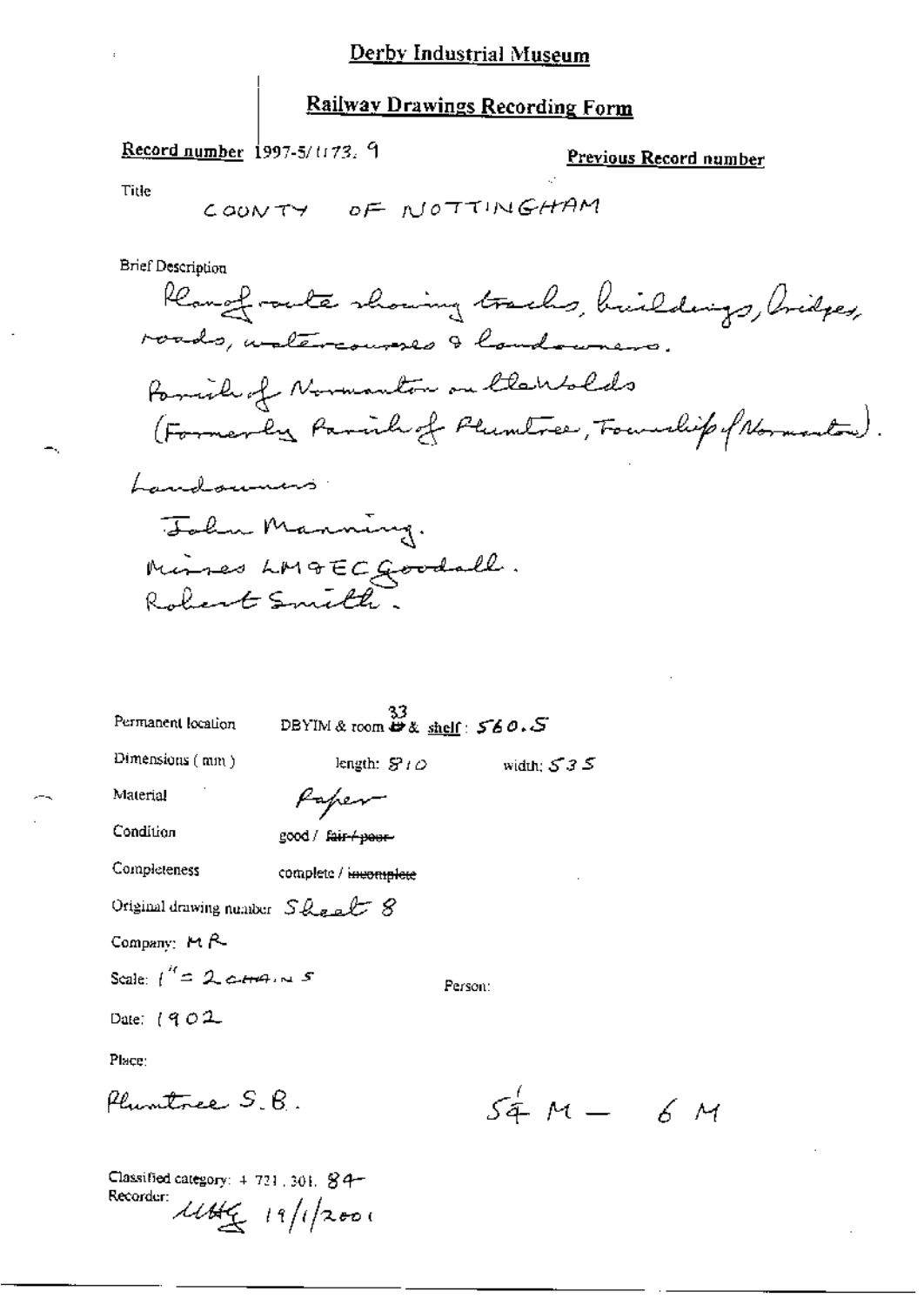# Derby Industrial Museum

## Railway Drawings Recording Form

**Record number** 1997-5/1173. 9

**Previous Record number**

Title

COUNTY OF NOTTINGHAM

Brief Description

Plan of route showing tracks, buildings, bridges, roads, watercourses & landowners.

Parish of Normanton on the Wolds (Formerly Parish of Plumtree, Township of Normanton).

Landowners:

John Manning.
Misses LM & EC Goodall.
Robert Smith.

Permanent location DBYIM & room 33 & shelf: 560.5

Dimensions (mm) length: 810 width: 535

Material Paper

Condition good / ~~fair / poor~~

Completeness complete / ~~incomplete~~

Original drawing number Sheet 8

Company: MR

Scale: 1" = 2 CHAINS

Person:

Date: 1902

Place:

Plumtree S.B.

5¼ M — 6 M

Classified category: + 721.301. 84

Recorder: UHG 19/1/2001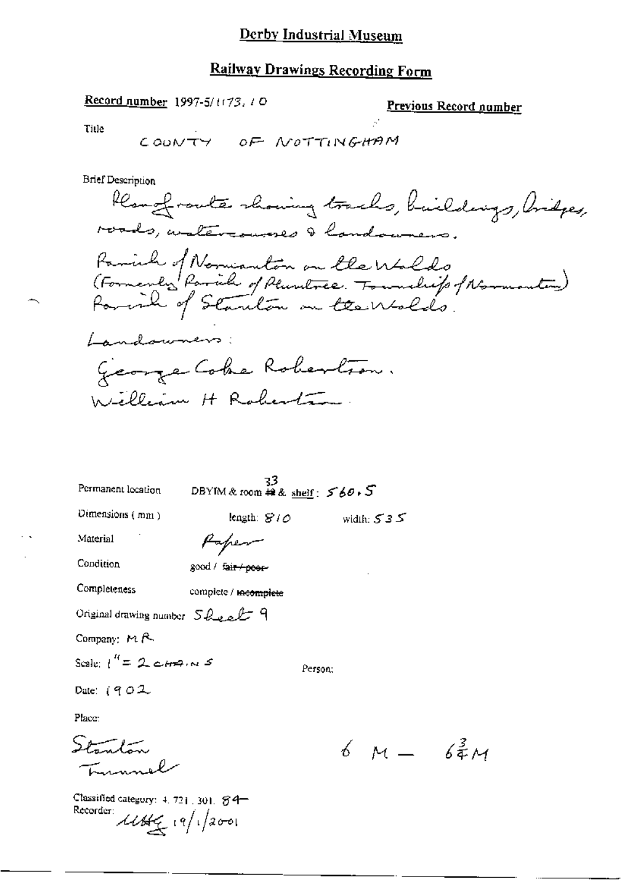# Derby Industrial Museum

## Railway Drawings Recording Form

**Record number** 1997-5/1173.10

**Previous Record number**

Title

COUNTY OF NOTTINGHAM

Brief Description

Plan of route showing tracks, buildings, bridges, roads, watercourses & landowners.

Parish of Normanton on the Wolds
(Formerly Parish of Plumtree. Township of Normanton)
Parish of Stanton on the Wolds.

Landowners:

George Coke Robertson.
William H Robertson

Permanent location DBYIM & room 33 & shelf: 560.5

Dimensions (mm) length: 810 width: 535

Material Paper

Condition good / ~~fair / poor~~

Completeness complete / ~~incomplete~~

Original drawing number Sheet 9

Company: MR

Scale: 1" = 2 chains

Person:

Date: 1902

Place:

Stanton Tunnel

6 M — 6¾ M

Classified category: 4.721.301.84

Recorder: [initials] 19/1/2001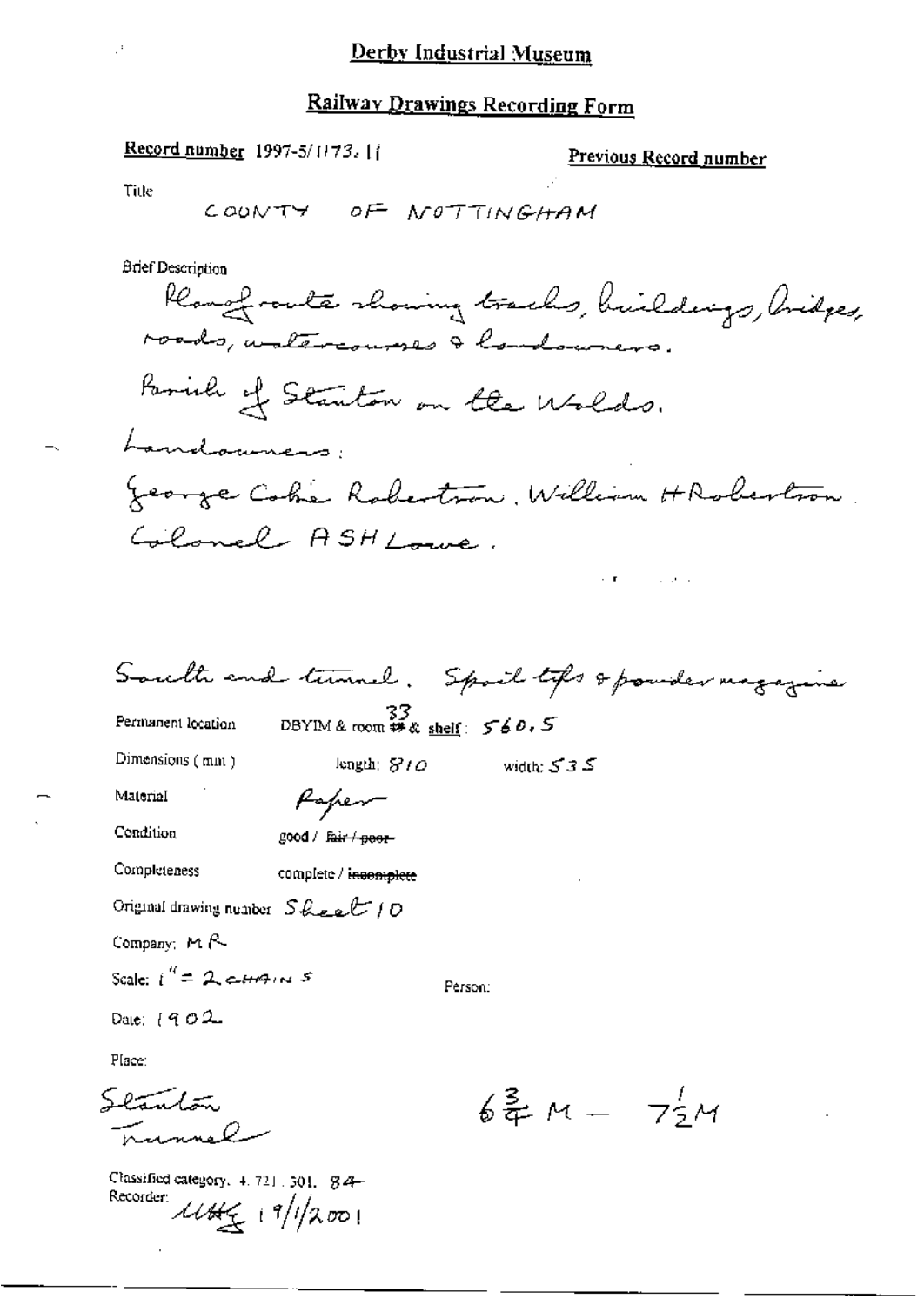# Derby Industrial Museum

## Railway Drawings Recording Form

Record number 1997-5/1173.11

Previous Record number

Title

COUNTY OF NOTTINGHAM

Brief Description

Plan of route showing tracks, buildings, bridges, roads, watercourses & landowners.

Parish of Stanton on the Wolds.

Landowners:

George Coke Robertson. William H Robertson.

Colonel ASH Lowe.

South end tunnel. Spoil tips & powder magazine

Permanent location DBYIM & room 33 & shelf: 560.5

Dimensions (mm) length: 810 width: 535

Material Paper

Condition good / ~~fair / poor~~

Completeness complete / ~~incomplete~~

Original drawing number Sheet 10

Company: MR

Scale: 1" = 2 CHAINS

Person:

Date: 1902

Place:

Stanton Tunnel

$6\frac{3}{4}$ M — $7\frac{1}{2}$ M

Classified category. 4.721.301.84

Recorder: UHG 19/1/2001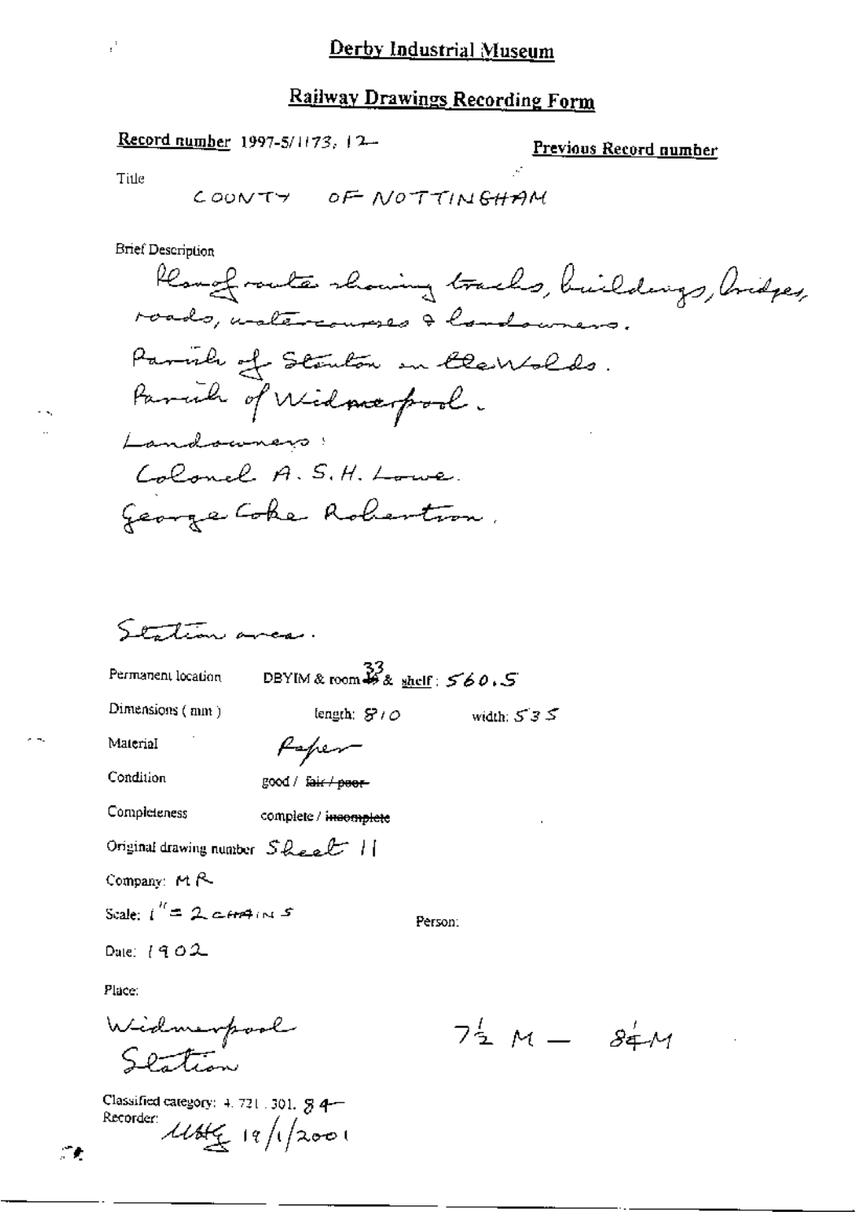# Derby Industrial Museum

## Railway Drawings Recording Form

**Record number** 1997-5/1173, 12

**Previous Record number**

Title

COUNTY OF NOTTINGHAM

Brief Description

Plan of route showing tracks, buildings, bridges, roads, watercourses & landowners.

Parish of Stanton on the Wolds.

Parish of Widmerpool.

Landowners:

Colonel A. S. H. Lowe.

George Coke Robertson.

Station area.

Permanent location DBYIM & room 33 & shelf: 560.5

Dimensions (mm) length: 810 width: 535

Material Paper

Condition good / ~~fair / poor~~

Completeness complete / ~~incomplete~~

Original drawing number Sheet 11

Company: MR

Scale: 1" = 2 CHAINS

Person:

Date: 1902

Place:

Widmerpool Station

7½ M — 8¼ M

Classified category: 4. 721. 301. 84

Recorder: MHG 19/1/2001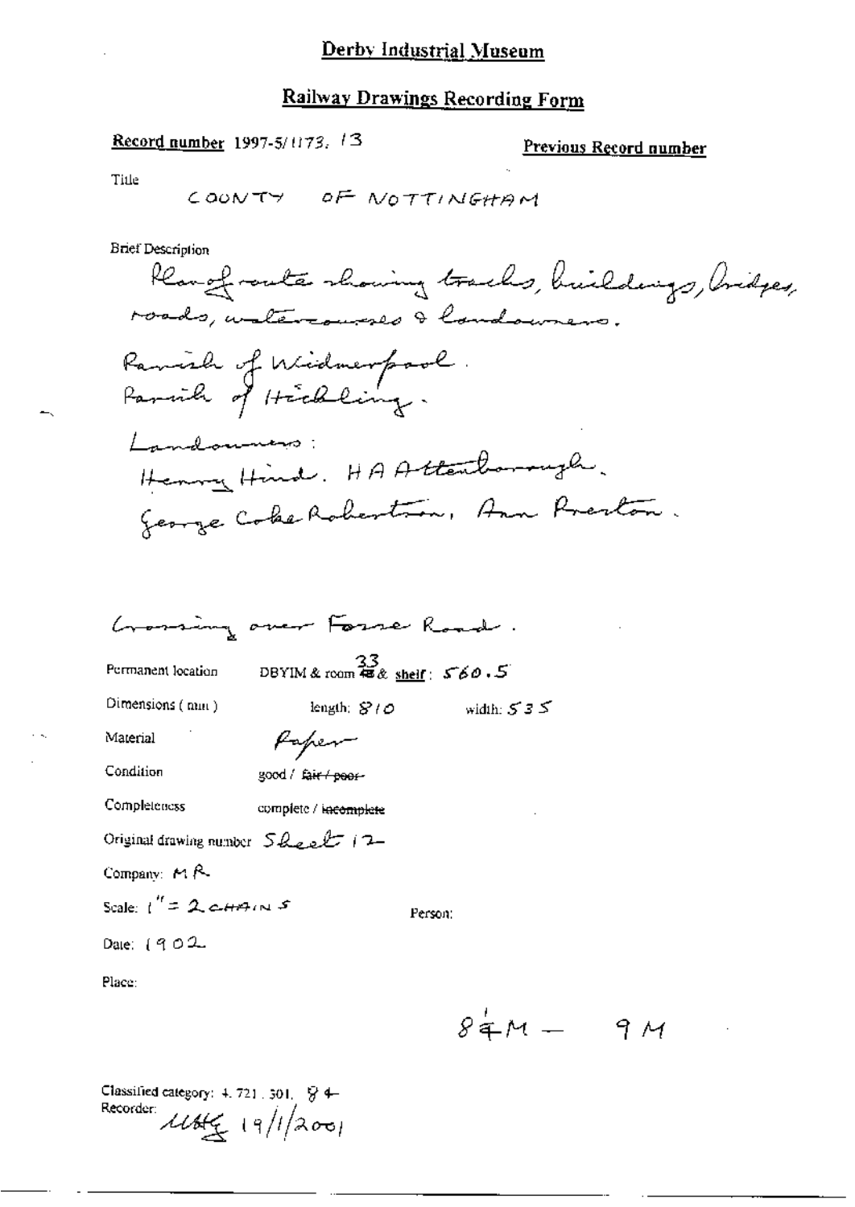# Derby Industrial Museum

## Railway Drawings Recording Form

**Record number** 1997-5/1173. 13

**Previous Record number**

Title

COUNTY OF NOTTINGHAM

Brief Description

Plan of route showing tracks, buildings, bridges, roads, watercourses & landowners.

Parish of Widmerpool.
Parish of Hickling.

Landowners:
Henry Hind. H A Attenborough.
George Coke Robertson, Ann Preston.

Crossing over Fosse Road.

Permanent location: DBYIM & room ~~48~~ 33 & **shelf**: 560.5

Dimensions (mm): length: 810 width: 535

Material: Paper

Condition: good / ~~fair / poor~~

Completeness: complete / ~~incomplete~~

Original drawing number: Sheet 12

Company: MR

Scale: 1" = 2 CHAINS

Person:

Date: 1902

Place:

8¼M — 9M

Classified category: 4.721.301. 84
Recorder: MHG 19/1/2001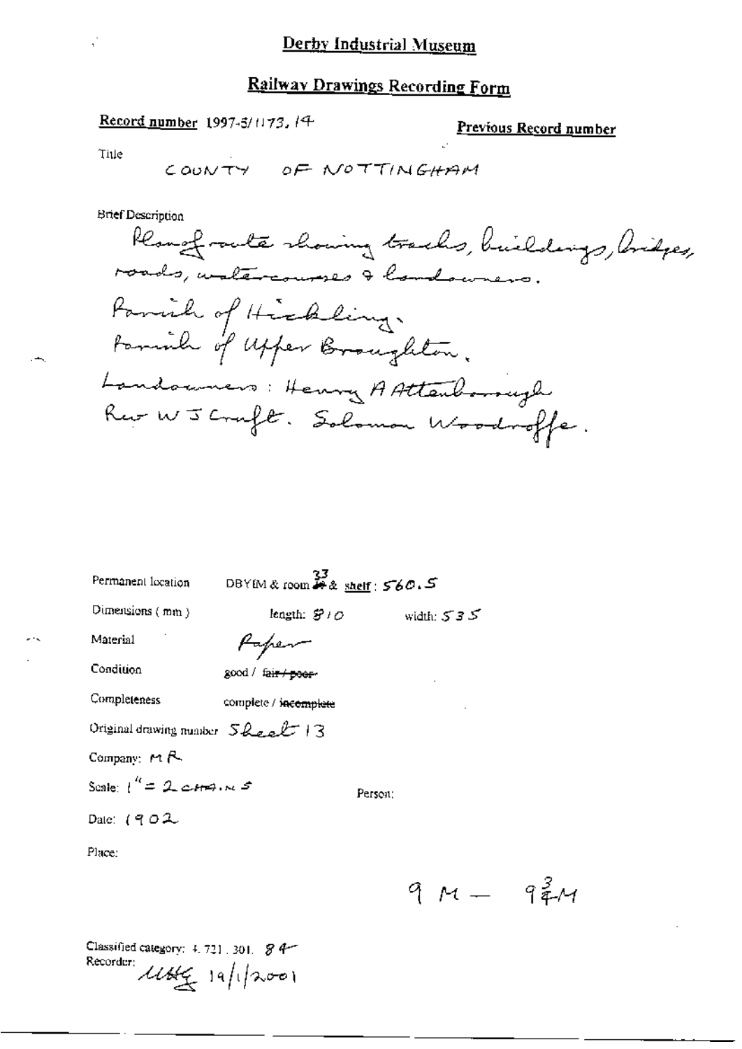# Derby Industrial Museum

## Railway Drawings Recording Form

**Record number** 1997-5/1173. 14

**Previous Record number**

Title

COUNTY OF NOTTINGHAM

Brief Description

Plan of route showing tracks, buildings, bridges, roads, watercourses & landowners.
Parish of Hickling.
Parish of Upper Broughton.
Landowners: Henry A Attenborough
Rev W J Craft. Solomon Woodroffe.

Permanent location DBYIM & room ~~34~~ 33 & shelf: 560.5

Dimensions (mm) length: 910 width: 535

Material Paper

Condition good / ~~fair / poor~~

Completeness complete / ~~incomplete~~

Original drawing number Sheet 13

Company: MR

Scale: 1" = 2 chains

Person:

Date: 1902

Place:

9 M — 9¾ M

Classified category: 4.721.301. 84
Recorder: MHG 19/1/2001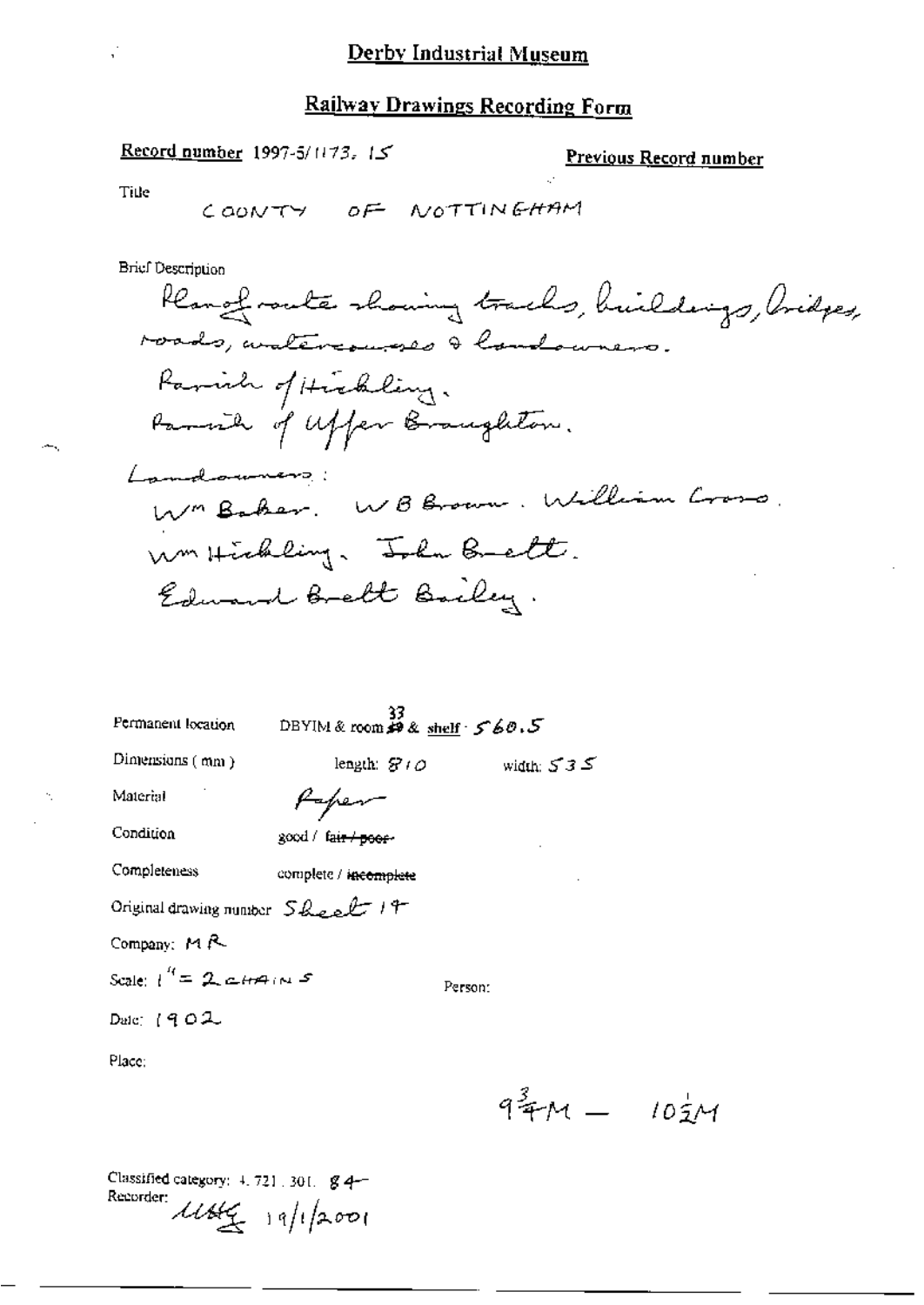# Derby Industrial Museum

## Railway Drawings Recording Form

**Record number** 1997-5/1173. 15

**Previous Record number**

Title

COUNTY OF NOTTINGHAM

Brief Description

Plan of route showing tracks, buildings, bridges, roads, watercourses & landowners.

Parish of Hickling.

Parish of Upper Broughton.

Landowners:

Wm Baker. W B Brown. William Cross.

Wm Hickling. John Brett.

Edward Brett Bailey.

Permanent location DBYIM & room 33 & shelf: 560.5

Dimensions (mm) length: 810 width: 535

Material Paper

Condition good / ~~fair / poor~~

Completeness complete / ~~incomplete~~

Original drawing number Sheet 14

Company: MR

Scale: 1" = 2 CHAINS

Person:

Date: 1902

Place:

$9\frac{3}{4}$M — $10\frac{1}{2}$M

Classified category: 4.721.301. 84

Recorder: [signature] 19/1/2001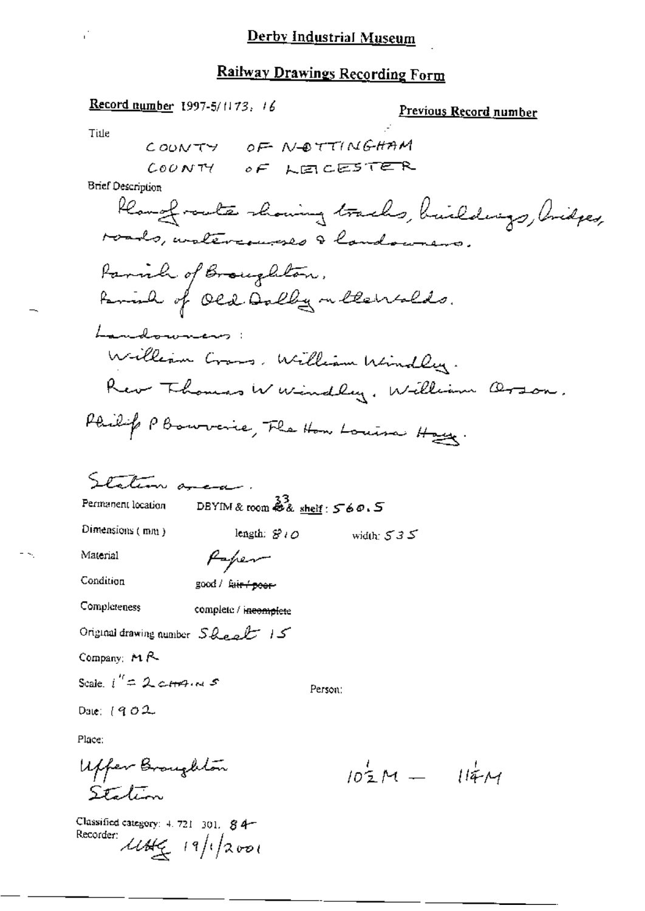Derby Industrial Museum

## Railway Drawings Recording Form

Record number 1997-5/1173; 16

Previous Record number

Title

COUNTY OF NOTTINGHAM
COUNTY OF LEICESTER

Brief Description

Plan of route showing tracks, buildings, bridges, roads, watercourses & landowners.

Parish of Broughton.
Parish of Old Dalby on the Wolds.

Landowners:
William Cross. William Windley.
Rev Thomas W Windley. William Orson.
Philip P Bouverie, The Hon Louisa Hay.

Station area.

Permanent location DBYIM & room 33 & shelf: 560.5

Dimensions (mm) length: 810 width: 535

Material Paper

Condition good / ~~fair / poor~~

Completeness complete / ~~incomplete~~

Original drawing number Sheet 15

Company: MR

Scale. 1" = 2 chains

Person:

Date: 1902

Place:

Upper Broughton Station

$10\frac{1}{2}$M — $11\frac{1}{4}$M

Classified category: 4.721.301. 84

Recorder: UHG 19/1/2001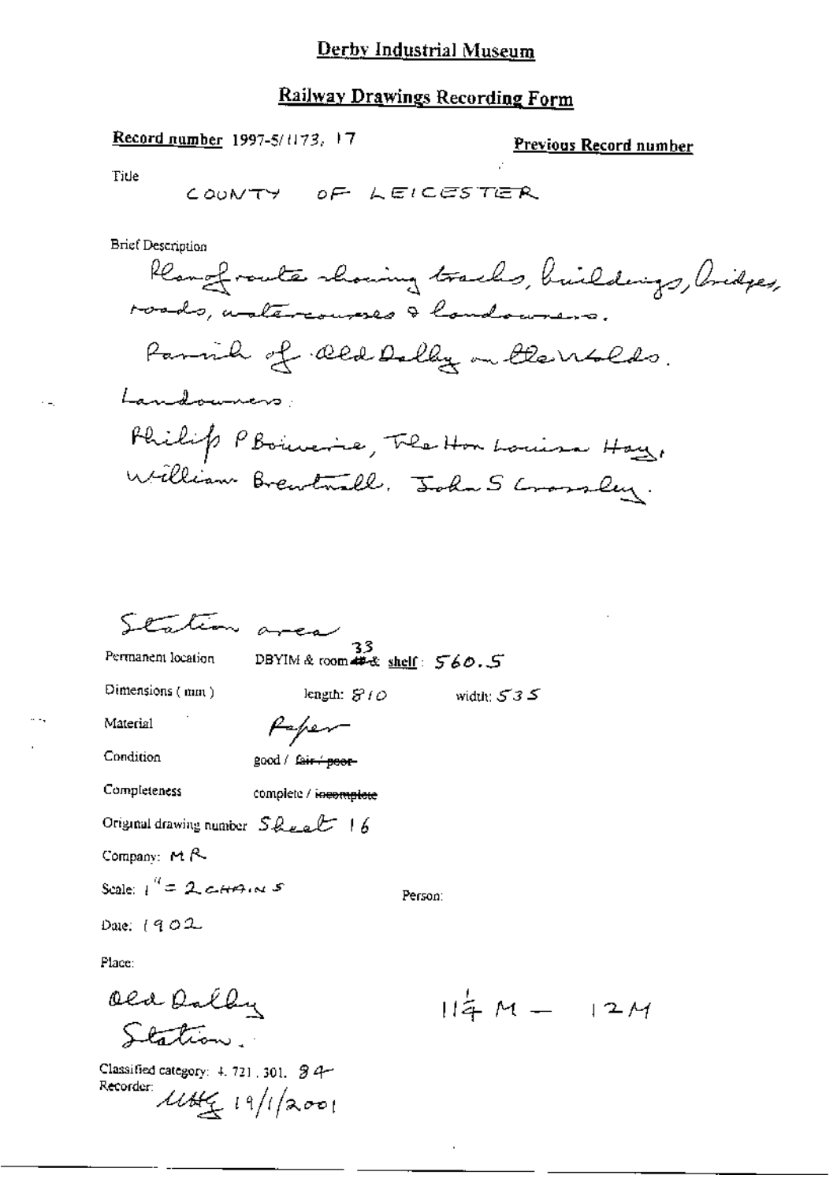# Derby Industrial Museum

## Railway Drawings Recording Form

**Record number** 1997-5/1173, 17

**Previous Record number**

Title

COUNTY OF LEICESTER

Brief Description

Plan of route showing tracks, buildings, bridges, roads, watercourses & landowners.

Parish of Old Dalby on the Wolds.

Landowners:

Philip P Bouverie, The Hon Louisa Hay, William Brentnall, John S Crossley.

Station area

Permanent location DBYIM & room 33 & shelf: 560.5

Dimensions (mm) length: 810 width: 535

Material Paper

Condition good / ~~fair / poor~~

Completeness complete / ~~incomplete~~

Original drawing number Sheet 16

Company: MR

Scale: 1" = 2 CHAINS

Person:

Date: 1902

Place:

Old Dalby Station.

$11\frac{1}{4}$ M — 12M

Classified category: 4. 721. 301. 84

Recorder: UHG 19/1/2001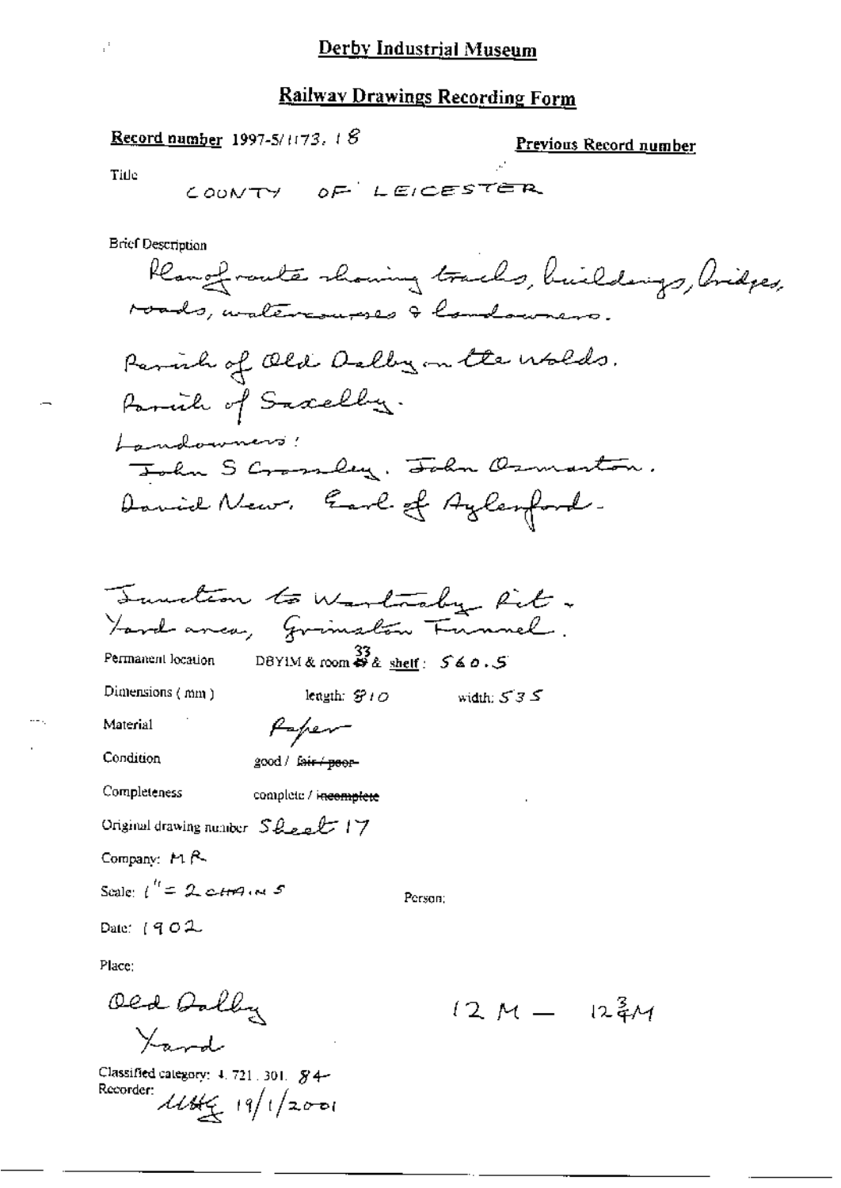# Derby Industrial Museum

## Railway Drawings Recording Form

**Record number** 1997-5/1173.18

**Previous Record number**

Title

COUNTY OF LEICESTER

Brief Description

Plan of route showing tracks, buildings, bridges, roads, watercourses & landowners.

Parish of Old Dalby on the Wolds.

Parish of Saxelby.

Landowners:

John S Crossley. John Osmaston.

David New. Earl of Aylesford.

Junction to Wartnaby Pit - Yard area, Grimston Tunnel.

Permanent location DBYIM & room 33 & shelf: 560.5

Dimensions (mm) length: 810 width: 535

Material Paper

Condition good / ~~fair / poor~~

Completeness complete / ~~incomplete~~

Original drawing number Sheet 17

Company: MR

Scale: 1" = 2 chains

Person:

Date: 1902

Place:

Old Dalby Yard

12 M — 12¾ M

Classified category: 4.721.301.84

Recorder: MHG 19/1/2001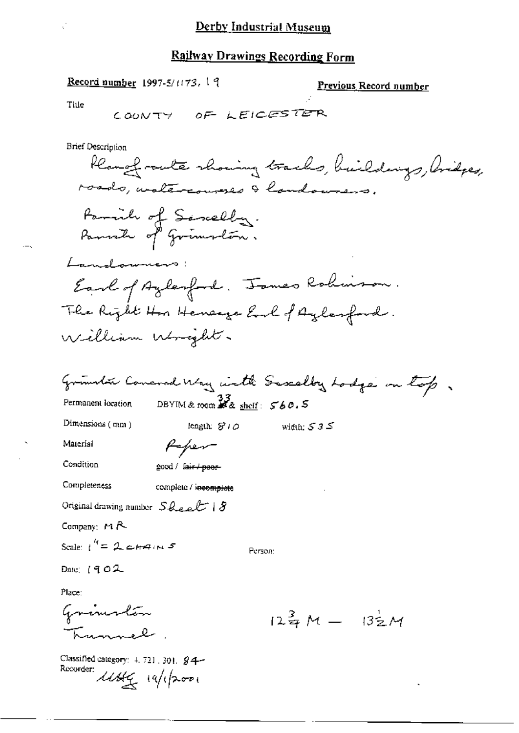Derby Industrial Museum

## Railway Drawings Recording Form

**Record number** 1997-5/1173. 19

**Previous Record number**

Title

COUNTY OF LEICESTER

Brief Description

Plan of route showing tracks, buildings, bridges, roads, watercourses & landowners.

Parish of Saxelby.
Parish of Grimston.

Landowners:

Earl of Aylesford. James Robinson.
The Right Hon Heneage Earl of Aylesford.
William Wright.

Grimston Covered Way with Saxelby Lodge on top.

Permanent location DBYIM & room 33 & shelf: 560.5

Dimensions (mm) length: 810 width: 535

Material Paper

Condition good / ~~fair / poor~~

Completeness complete / ~~incomplete~~

Original drawing number Sheet 18

Company: MR

Scale: 1" = 2 CHAINS

Person:

Date: 1902

Place:

Grimston Tunnel.

$12\frac{3}{4}$ M — $13\frac{1}{2}$ M

Classified category: 4.721.301.84

Recorder: MHG 19/1/2001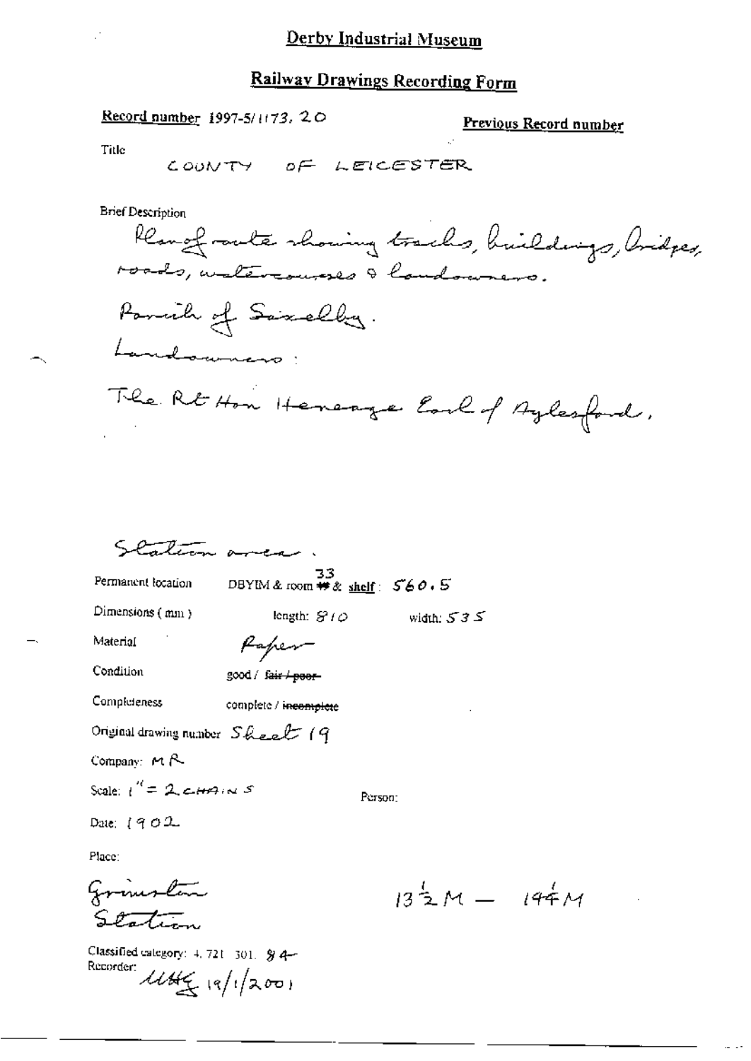# Derby Industrial Museum

## Railway Drawings Recording Form

**Record number** 1997-5/1173. 20

**Previous Record number**

Title

COUNTY OF LEICESTER

Brief Description

Plan of route showing tracks, buildings, bridges, roads, watercourses & landowners.

Parish of Saxelby.

Landowners:

The Rt Hon Heneage Earl of Aylesford.

Station area.

Permanent location: DBYIM & room 33 & shelf: 560.5

Dimensions (mm): length: 810 width: 535

Material: Paper

Condition: good / ~~fair / poor~~

Completeness: complete / ~~incomplete~~

Original drawing number: Sheet 19

Company: MR

Scale: 1" = 2 CHAINS

Person:

Date: 1902

Place:

Grimston Station

$13\frac{1}{2}$M — $14\frac{1}{4}$M

Classified category: 4. 721. 301. 84

Recorder: UHG 19/1/2001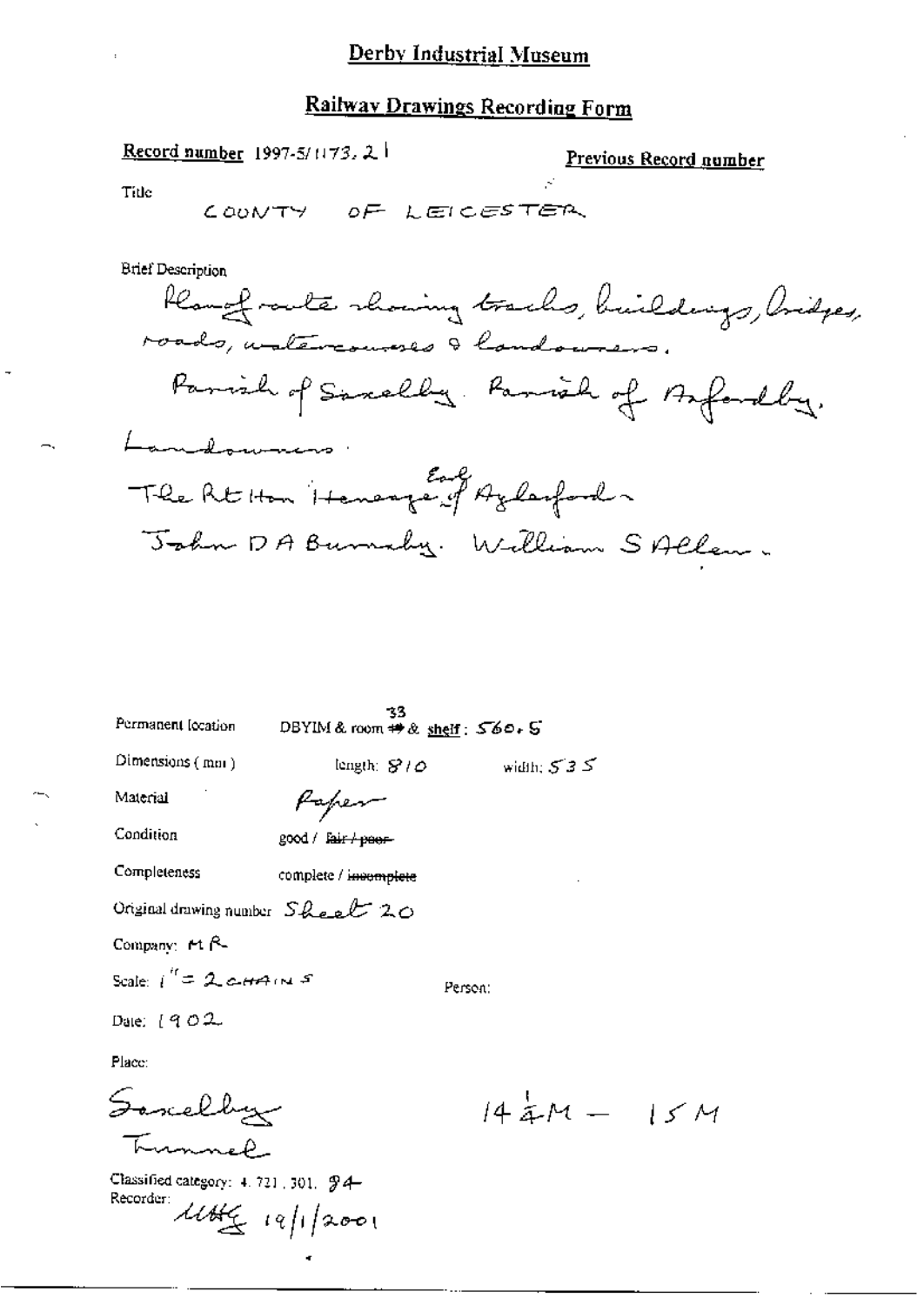# Derby Industrial Museum

## Railway Drawings Recording Form

**Record number** 1997-5/1173, 21

**Previous Record number**

Title

COUNTY OF LEICESTER

Brief Description

Plan of route showing tracks, buildings, bridges, roads, watercourses & landowners.

Parish of Saxelby. Parish of Asfordby.

Landowners:

The Rt Hon Heneage Earl of Aylesford.

John D A Burnaby. William S Allen.

Permanent location: DBYIM & room 33 & shelf: 560.5

Dimensions (mm): length: 810 width: 535

Material: Paper

Condition: good / ~~fair / poor~~

Completeness: complete / ~~incomplete~~

Original drawing number: Sheet 20

Company: MR

Scale: 1" = 2 CHAINS

Person:

Date: 1902

Place:

Saxelby Tunnel

$14\frac{1}{4}$M – 15M

Classified category: 4.721.301.94

Recorder: [initials] 19/1/2001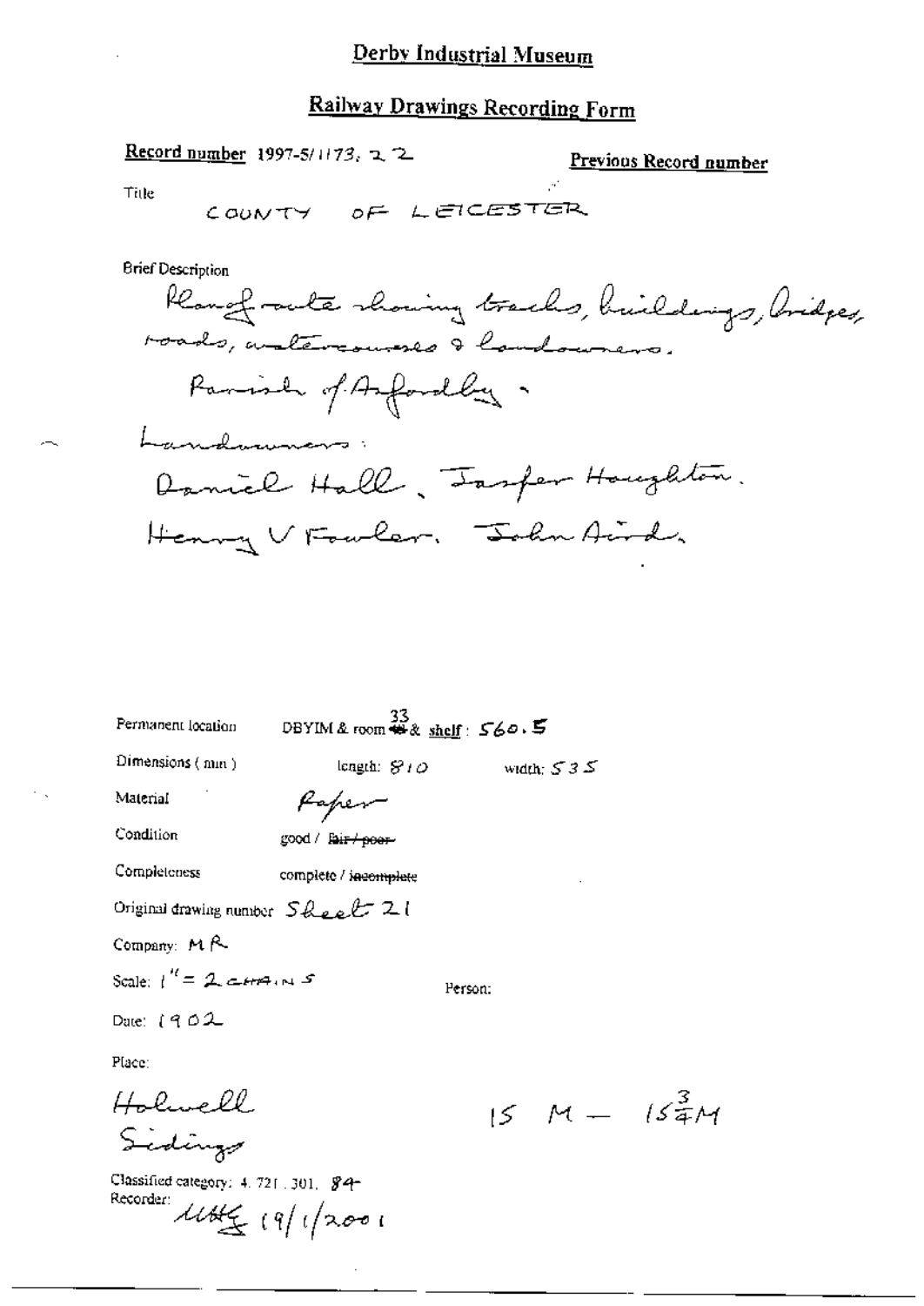# Derby Industrial Museum

## Railway Drawings Recording Form

**Record number** 1997-5/1173, 22

**Previous Record number**

Title

COUNTY OF LEICESTER

Brief Description

Plan of route showing tracks, buildings, bridges, roads, watercourses & landowners.

Parish of Asfordby.

Landowners:

Daniel Hall, Jasper Houghton.

Henry V Fowler. John Aird.

Permanent location DBYIM & room 33 & shelf: 560.5

Dimensions (mm) length: 810 width: 535

Material Paper

Condition good / ~~fair / poor~~

Completeness complete / ~~incomplete~~

Original drawing number Sheet 21

Company: MR

Scale: 1" = 2 CHAINS

Person:

Date: 1902

Place:

Holwell Sidings

15 M — $15\frac{3}{4}$M

Classified category: 4.721.301. 84

Recorder: MHG 19/1/2001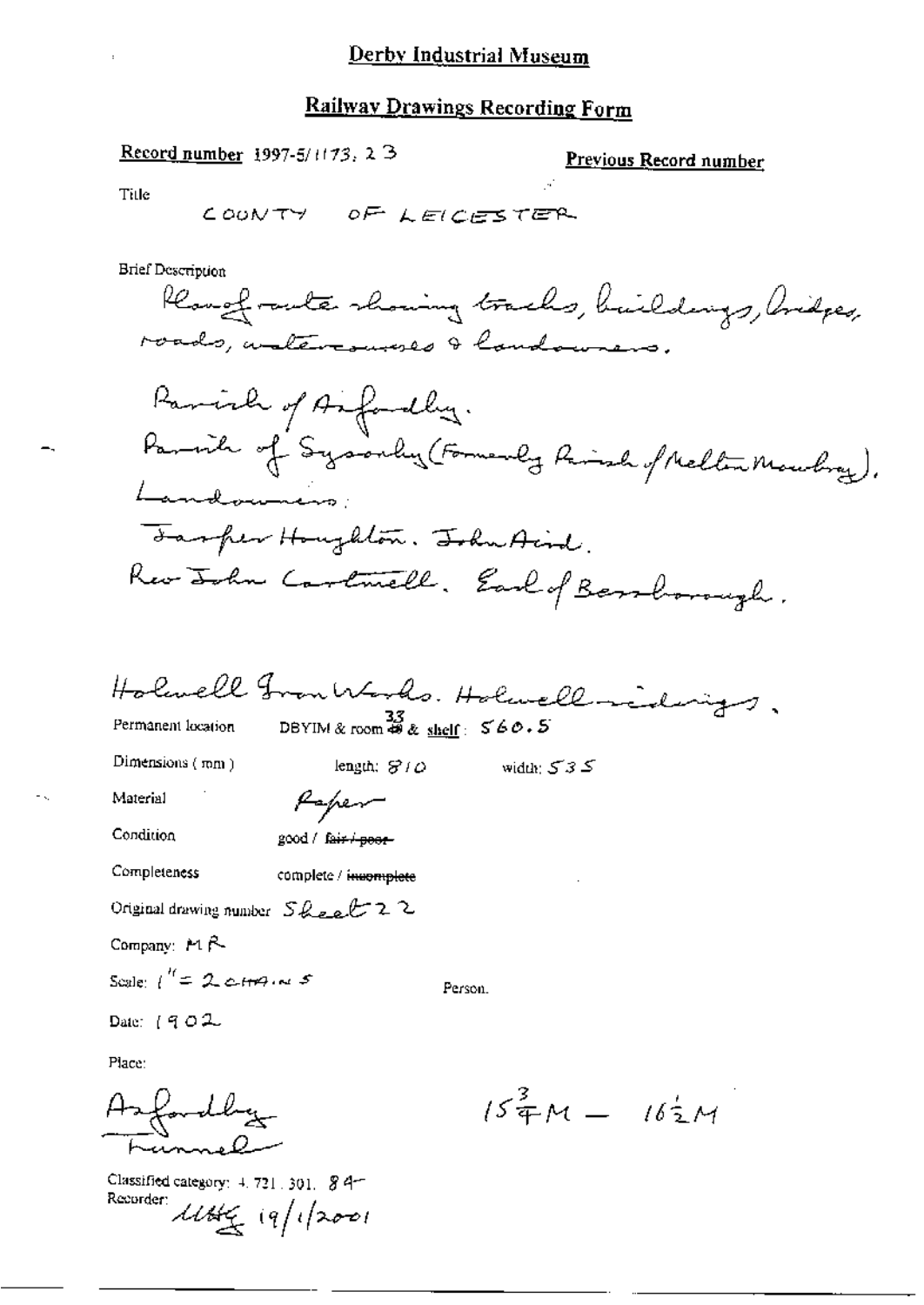# Derby Industrial Museum

## Railway Drawings Recording Form

**Record number** 1997-5/1173.23

**Previous Record number**

Title

COUNTY OF LEICESTER

Brief Description

Plan of route showing tracks, buildings, bridges, roads, watercourses & landowners.

Parish of Asfordby.

Parish of Sysonby (Formerly Parish of Melton Mowbray).

Landowners:

Jasper Houghton. John Aird.

Rev John Cartwell. Earl of Bessborough.

Holwell Iron Works. Holwell sidings.

Permanent location DBYIM & room 33 & shelf: 560.5

Dimensions (mm) length: 810 width: 535

Material Paper

Condition good / ~~fair / poor~~

Completeness complete / ~~incomplete~~

Original drawing number Sheet 22

Company: MR

Scale: 1" = 2 CHAINS

Person.

Date: 1902

Place:

Asfordby Tunnel

$15\frac{3}{4}M - 16\frac{1}{2}M$

Classified category: 4.721.301. 84

Recorder: UHG 19/1/2001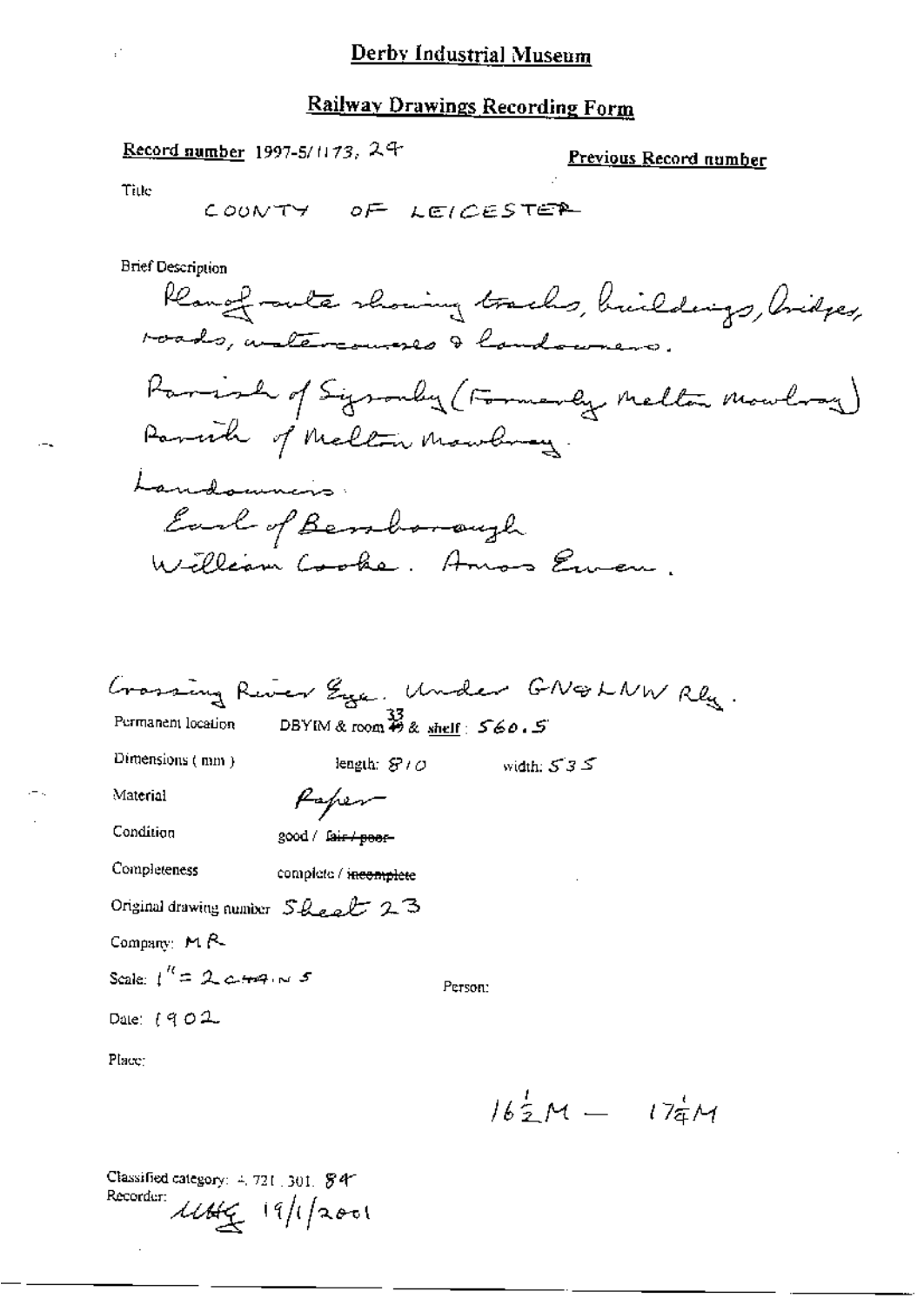# Derby Industrial Museum

## Railway Drawings Recording Form

Record number 1997-5/1173, 24

Previous Record number

Title

COUNTY OF LEICESTER

Brief Description

Plan of route showing tracks, buildings, bridges, roads, watercourses & landowners.

Parish of Sysonby (Formerly Melton Mowbray)
Parish of Melton Mowbray.

Landowners:
Earl of Bessborough
William Cooke. Amos Ewen.

Crossing River Eye. Under GN&LNW Rly.

Permanent location DBYIM & room ~~49~~ 33 & shelf: 560.5

Dimensions (mm) length: 810 width: 535

Material Paper

Condition good / ~~fair / poor~~

Completeness complete / ~~incomplete~~

Original drawing number Sheet 23

Company: MR

Scale: 1" = 2 chains

Person:

Date: 1902

Place:

$16\frac{1}{2}M - 17\frac{1}{4}M$

Classified category: 4. 721. 301. 84
Recorder: UHG 19/1/2001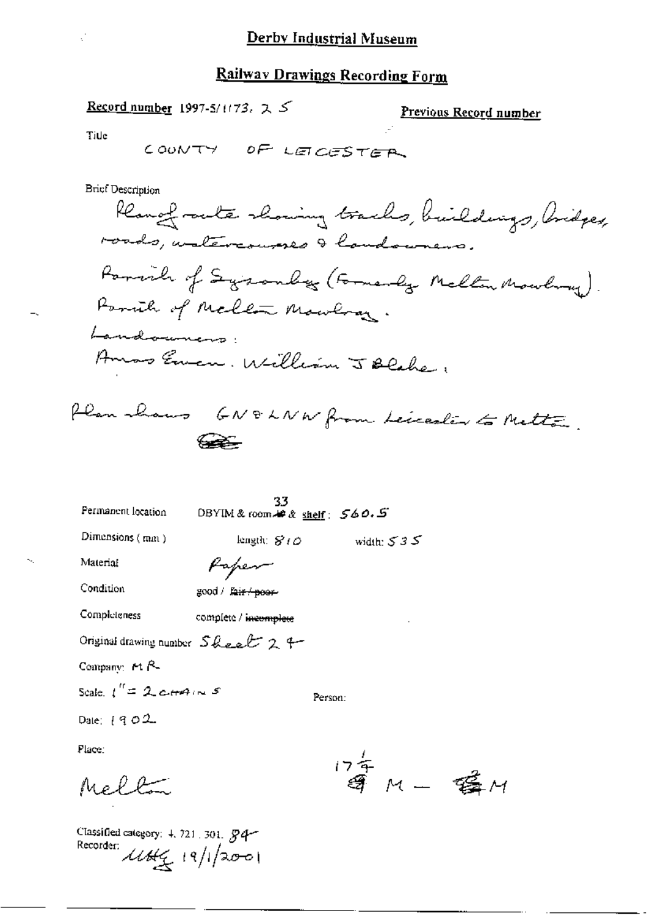# Derby Industrial Museum

## Railway Drawings Recording Form

**Record number** 1997-5/1173. 25 **Previous Record number**

Title

COUNTY OF LEICESTER

Brief Description

Plan of route showing tracks, buildings, bridges, roads, watercourses & landowners.

Parish of Sysonby (Formerly Melton Mowbray).

Parish of Melton Mowbray.

Landowners:

Amos Ewen. William J Blake.

Plan shows GN & LNW from Leicester to Melton.

Permanent location DBYIM & room 33 & shelf: 560.5

Dimensions (mm) length: 810 width: 535

Material Paper

Condition good / ~~fair / poor~~

Completeness complete / ~~incomplete~~

Original drawing number Sheet 24

Company: MR

Scale. 1" = 2 CHAINS

Person:

Date: 1902

Place:

Melton

17¼ M – M

Classified category: 4. 721. 301. 84

Recorder: UHG 19/1/2001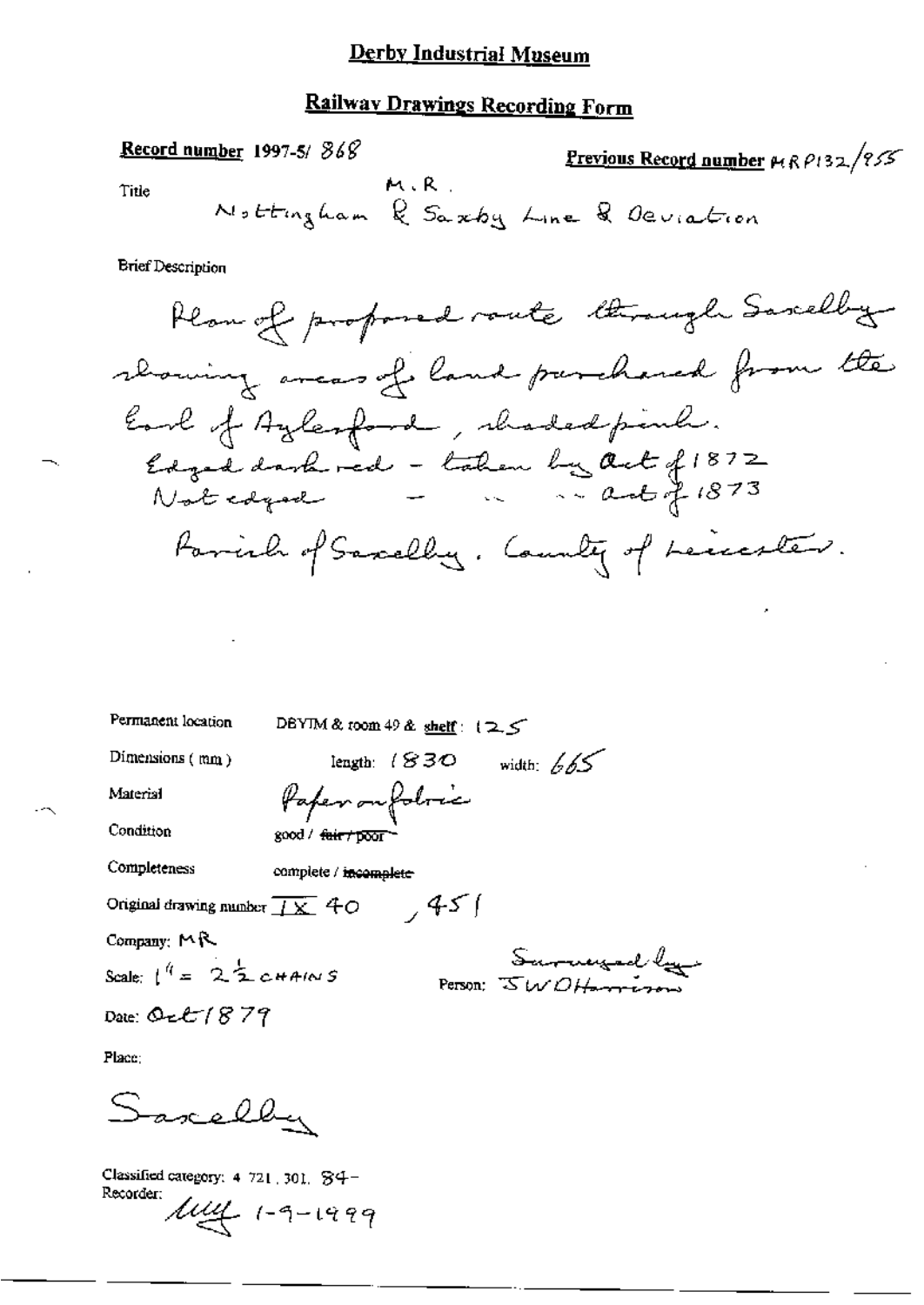# Derby Industrial Museum

## Railway Drawings Recording Form

**Record number** 1997-5/ 868

**Previous Record number** MRP132/955

Title M.R. Nottingham & Saxby Line & Deviation

Brief Description

Plan of proposed route through Saxelby showing areas of land purchased from the Earl of Aylesford, shaded pink.
Edged dark red - taken by Act of 1872
Not edged - " " Act of 1873
Parish of Saxelby. County of Leicester.

Permanent location DBYIM & room 49 & shelf: 125

Dimensions (mm) length: 1830 width: 665

Material Paper on fabric

Condition good / ~~fair / poor~~

Completeness complete / ~~incomplete~~

Original drawing number IX 40, 451

Company: MR

Scale: 1" = 2½ CHAINS

Person: Surveyed by J W D Harrison

Date: Oct 1879

Place:

Saxelby

Classified category: 4 721, 301, 84-

Recorder: MM 1-9-1999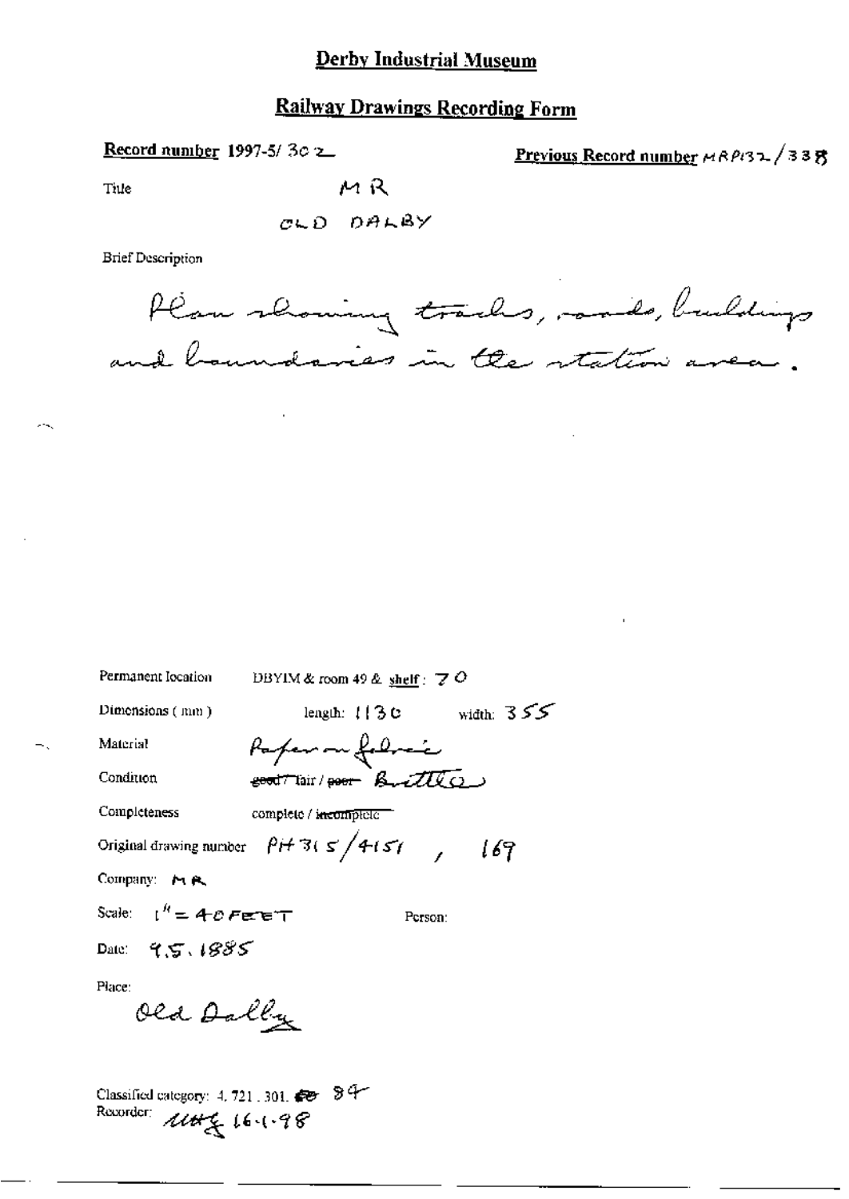# Derby Industrial Museum

## Railway Drawings Recording Form

**Record number** 1997-5/ 302 **Previous Record number** MRP132/338

Title MR

OLD DALBY

Brief Description

Plan showing tracks, roads, buildings and boundaries in the station area.

Permanent location DBYIM & room 49 & shelf: 70

Dimensions (mm) length: 1130 width: 355

Material Paper on fabric

Condition ~~good~~ / fair / ~~poor~~ Brittle

Completeness complete / ~~incomplete~~

Original drawing number PH315/4151 , 169

Company: MR

Scale: 1" = 40 FEET Person:

Date: 9.5.1885

Place:

Old Dalby

Classified category: 4.721.301. ~~80~~ 84

Recorder: ~~LL~~ 16.1.98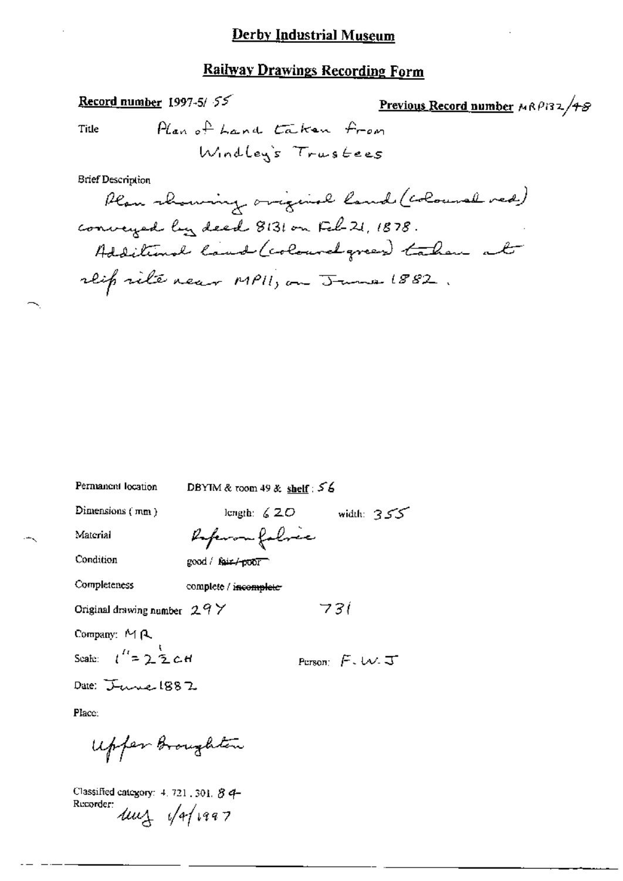# Derby Industrial Museum

## Railway Drawings Recording Form

**Record number** 1997-5/ 55

**Previous Record number** MRP132/48

Title: Plan of Land taken from Windley's Trustees

Brief Description:

Plan showing original land (coloured red) conveyed by deed 8131 on Feb 21, 1878.
Additional land (coloured green) taken at slip site near MP11, on June 1882.

Permanent location: DBYIM & room 49 & **shelf**: 56

Dimensions (mm): length: 620 width: 355

Material: Paper on fabric

Condition: good / ~~fair / poor~~

Completeness: complete / ~~incomplete~~

Original drawing number: 29Y 731

Company: MR

Scale: 1" = 2 ½ CH

Person: F.W.J

Date: June 1882

Place:

Upper Broughton

Classified category: 4. 721. 301. 84-

Recorder: MJ 1/4/1997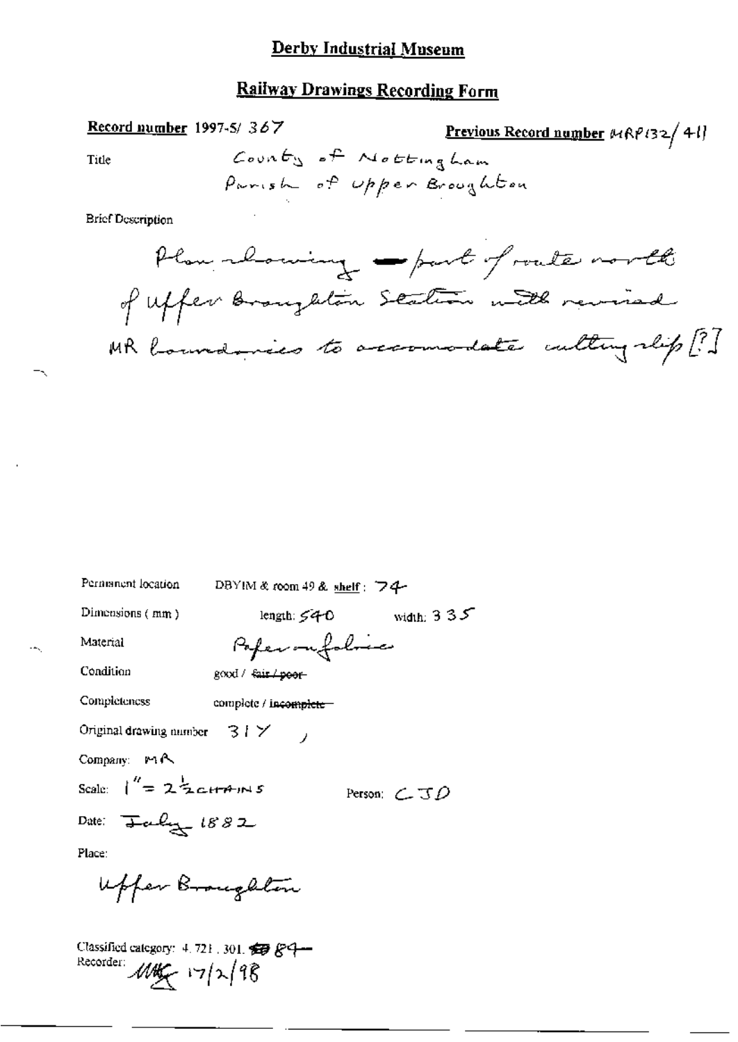# Derby Industrial Museum

## Railway Drawings Recording Form

**Record number** 1997-5/ 367

**Previous Record number** MRP132/ 411

Title

County of Nottingham
Parish of Upper Broughton

Brief Description

Plan showing part of route north of Upper Broughton Station with revised MR boundaries to accomodate cutting slip [?]

Permanent location DBYIM & room 49 & shelf: 74

Dimensions (mm) length: 540 width: 335

Material Paper on fabric

Condition good / ~~fair / poor~~

Completeness complete / ~~incomplete~~

Original drawing number 31Y

Company: MR

Scale: 1" = 2½ CHAINS

Person: CJD

Date: July 1882

Place:

Upper Broughton

Classified category: 4.721.301. ~~80~~ 84

Recorder: MK 17/2/98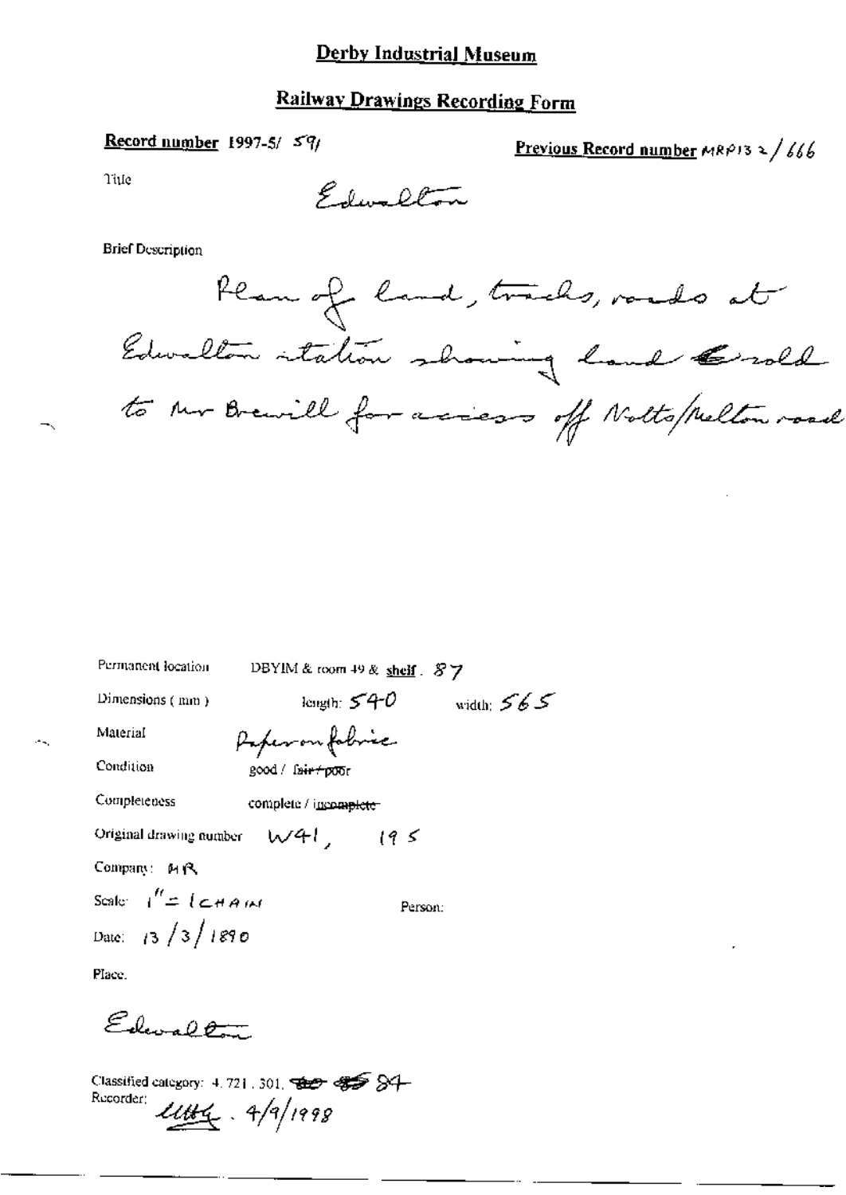# Derby Industrial Museum

## Railway Drawings Recording Form

**Record number** 1997-5/ 591

**Previous Record number** MRP132/666

Title

Edwalton

Brief Description

Plan of land, tracks, roads at Edwalton station showing land sold to Mr Brewill for access off Notts/Melton road

Permanent location: DBYIM & room 49 & shelf. 87

Dimensions (mm): length: 540 width: 565

Material: Paper on fabric

Condition: good / ~~fair / poor~~

Completeness: complete / ~~incomplete~~

Original drawing number: W41, 195

Company: MR

Scale: 1" = 1 CHAIN

Person:

Date: 13/3/1890

Place.

Edwalton

Classified category: 4.721.301. ~~80~~ ~~85~~ 84

Recorder: ~~~~ 4/9/1998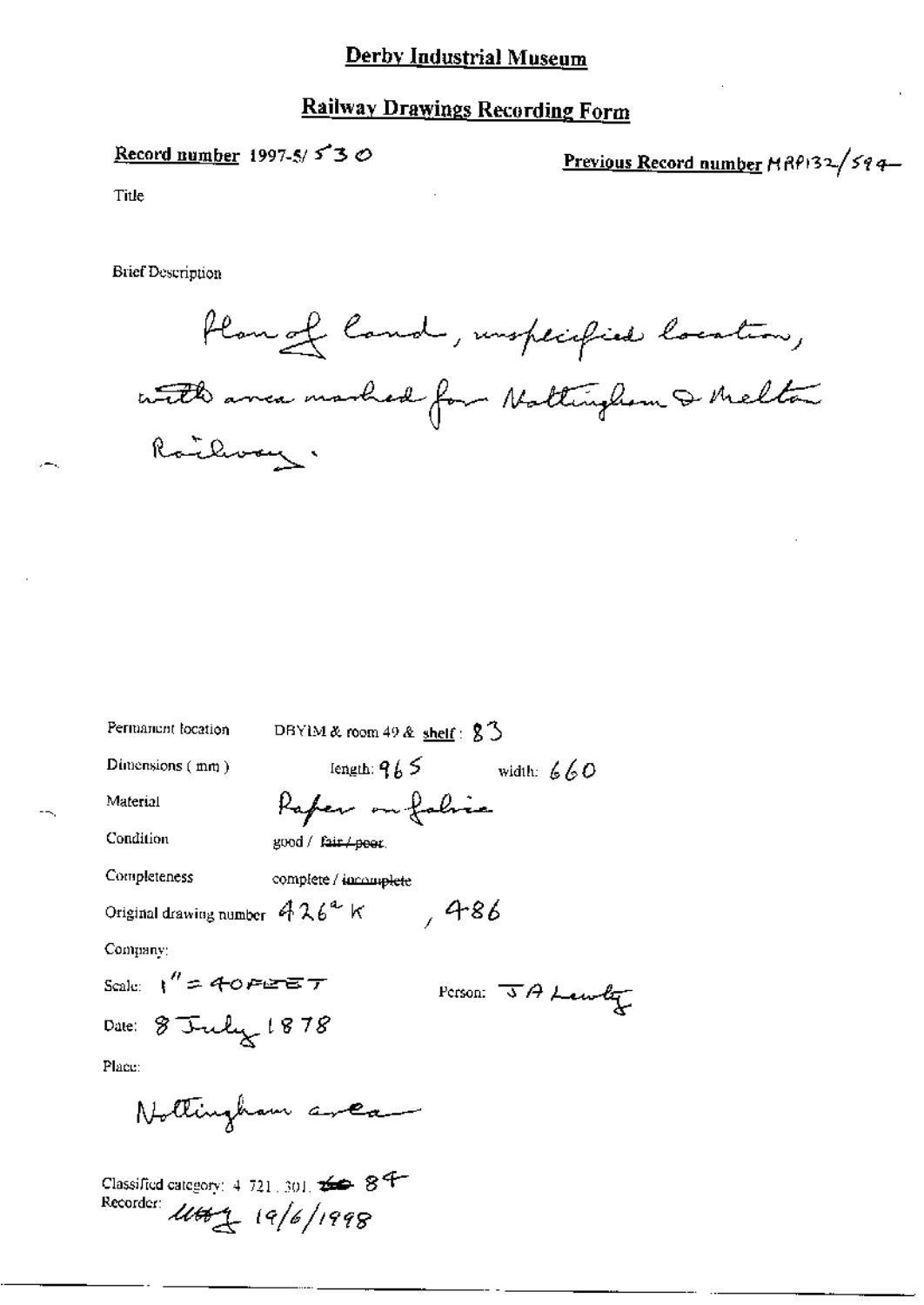# Derby Industrial Museum

## Railway Drawings Recording Form

**Record number** 1997-5/530

**Previous Record number** MRP132/594

Title

Brief Description

Plan of land, unspecified location, with area marked for Nottingham & Melton Railway.

Permanent location DBYIM & room 49 & shelf: 83

Dimensions (mm) length: 965 width: 660

Material Paper on fabric

Condition good / ~~fair / poor~~

Completeness complete / ~~incomplete~~

Original drawing number 426a K, 486

Company:

Scale: 1" = 40 FEET

Person: J A Lewty

Date: 8 July 1878

Place:

Nottingham area

Classified category: 4 721.301. ~~150~~ 84

Recorder: [signature] 19/6/1998